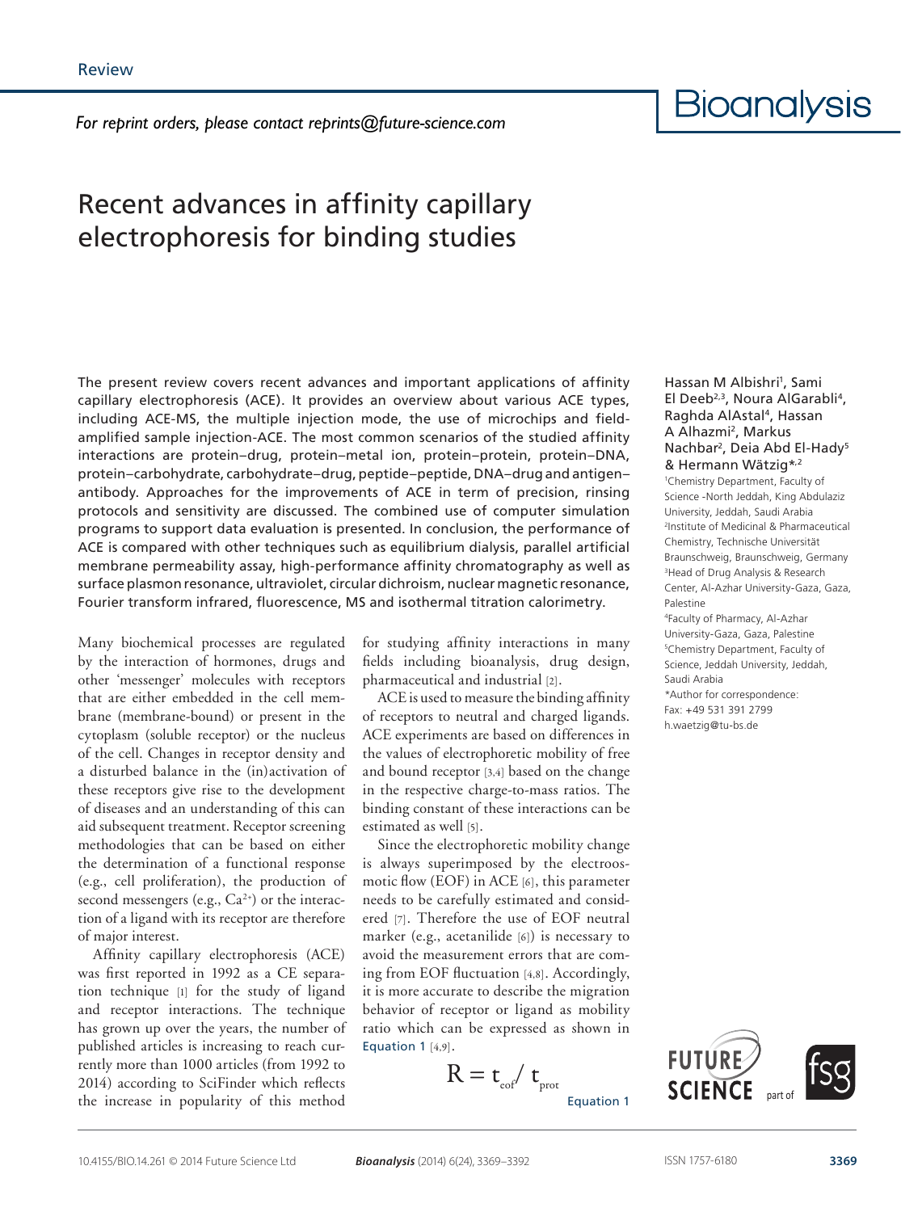Review

For reprint orders, please contact reprints@future-science.com

# Recent advances in affinity capillary electrophoresis for binding studies

Hassan M Albishri[1], Sami El Deeb[2,3], Noura AlGarabli[4], Raghda AlAstal[4], Hassan A Alhazmi[2], Markus Nachbar[2], Deia Abd El-Hady[5] & Hermann Wätzig*[,2]

[1]Chemistry Department, Faculty of Science -North Jeddah, King Abdulaziz University, Jeddah, Saudi Arabia
[2]Institute of Medicinal & Pharmaceutical Chemistry, Technische Universität Braunschweig, Braunschweig, Germany
[3]Head of Drug Analysis & Research Center, Al-Azhar University-Gaza, Gaza, Palestine
[4]Faculty of Pharmacy, Al-Azhar University-Gaza, Gaza, Palestine
[5]Chemistry Department, Faculty of Science, Jeddah University, Jeddah, Saudi Arabia
*Author for correspondence:
Fax: +49 531 391 2799
h.waetzig@tu-bs.de

The present review covers recent advances and important applications of affinity capillary electrophoresis (ACE). It provides an overview about various ACE types, including ACE-MS, the multiple injection mode, the use of microchips and field-amplified sample injection-ACE. The most common scenarios of the studied affinity interactions are protein–drug, protein–metal ion, protein–protein, protein–DNA, protein–carbohydrate, carbohydrate–drug, peptide–peptide, DNA–drug and antigen–antibody. Approaches for the improvements of ACE in term of precision, rinsing protocols and sensitivity are discussed. The combined use of computer simulation programs to support data evaluation is presented. In conclusion, the performance of ACE is compared with other techniques such as equilibrium dialysis, parallel artificial membrane permeability assay, high-performance affinity chromatography as well as surface plasmon resonance, ultraviolet, circular dichroism, nuclear magnetic resonance, Fourier transform infrared, fluorescence, MS and isothermal titration calorimetry.

Many biochemical processes are regulated by the interaction of hormones, drugs and other 'messenger' molecules with receptors that are either embedded in the cell membrane (membrane-bound) or present in the cytoplasm (soluble receptor) or the nucleus of the cell. Changes in receptor density and a disturbed balance in the (in)activation of these receptors give rise to the development of diseases and an understanding of this can aid subsequent treatment. Receptor screening methodologies that can be based on either the determination of a functional response (e.g., cell proliferation), the production of second messengers (e.g., $Ca^{2+}$) or the interaction of a ligand with its receptor are therefore of major interest.

Affinity capillary electrophoresis (ACE) was first reported in 1992 as a CE separation technique [1] for the study of ligand and receptor interactions. The technique has grown up over the years, the number of published articles is increasing to reach currently more than 1000 articles (from 1992 to 2014) according to SciFinder which reflects the increase in popularity of this method for studying affinity interactions in many fields including bioanalysis, drug design, pharmaceutical and industrial [2].

ACE is used to measure the binding affinity of receptors to neutral and charged ligands. ACE experiments are based on differences in the values of electrophoretic mobility of free and bound receptor [3,4] based on the change in the respective charge-to-mass ratios. The binding constant of these interactions can be estimated as well [5].

Since the electrophoretic mobility change is always superimposed by the electroosmotic flow (EOF) in ACE [6], this parameter needs to be carefully estimated and considered [7]. Therefore the use of EOF neutral marker (e.g., acetanilide [6]) is necessary to avoid the measurement errors that are coming from EOF fluctuation [4,8]. Accordingly, it is more accurate to describe the migration behavior of receptor or ligand as mobility ratio which can be expressed as shown in Equation 1 [4,9].

$$R = t_{eof} / t_{prot} \quad \text{Equation 1}$$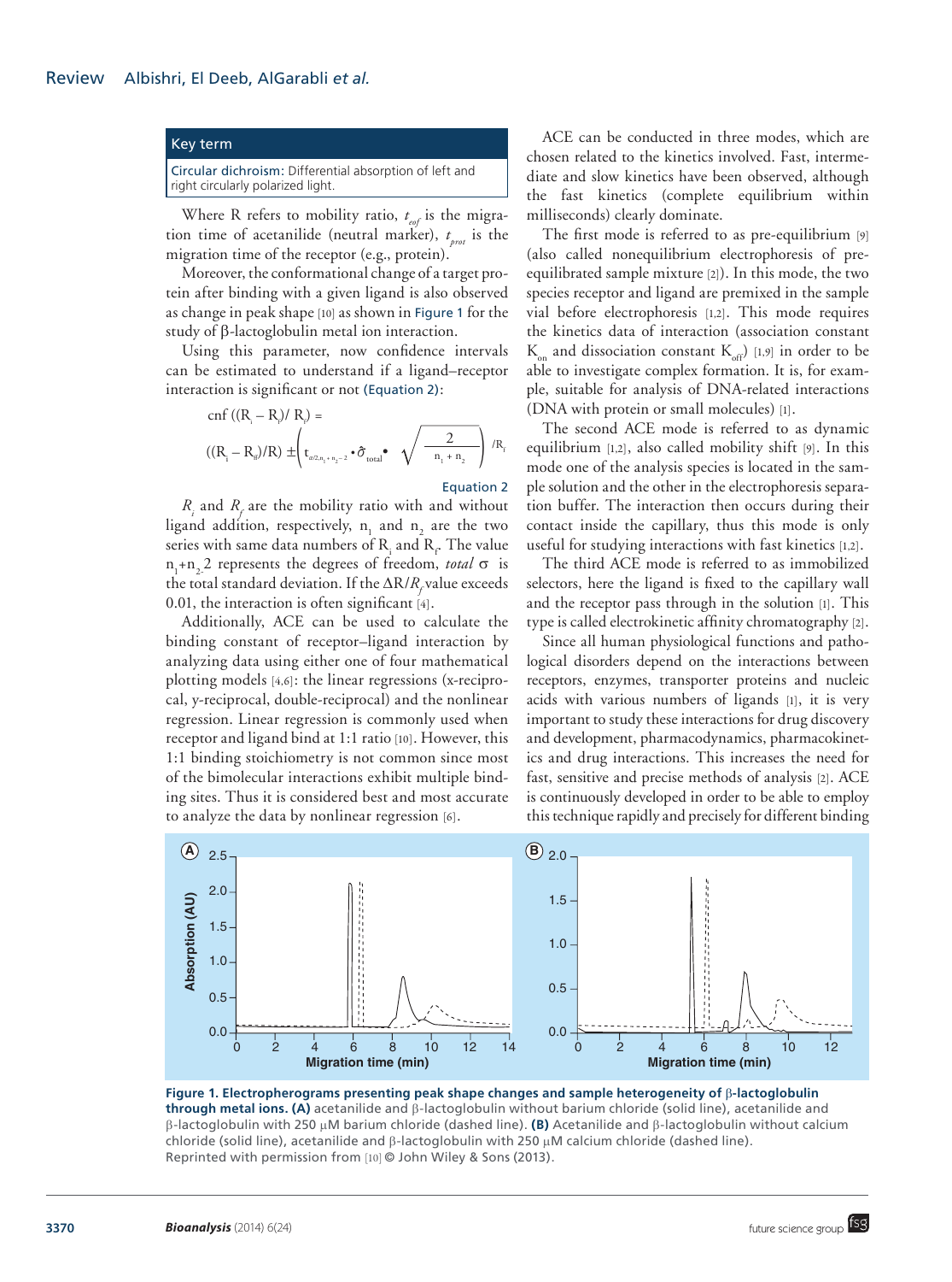> **Key term**
>
> **Circular dichroism:** Differential absorption of left and right circularly polarized light.

Where R refers to mobility ratio, $t_{eof}$ is the migration time of acetanilide (neutral marker), $t_{prot}$ is the migration time of the receptor (e.g., protein).

Moreover, the conformational change of a target protein after binding with a given ligand is also observed as change in peak shape [10] as shown in Figure 1 for the study of β-lactoglobulin metal ion interaction.

Using this parameter, now confidence intervals can be estimated to understand if a ligand–receptor interaction is significant or not (Equation 2):

$$\text{cnf}\,((R_i - R_f)/\,R_f) = ((R_i - R_{if})/R) \pm \left( t_{\alpha/2, n_1+n_2-2} \cdot \hat{\sigma}_{\text{total}} \cdot \sqrt{\frac{2}{n_1 + n_2}} \right) / R_f$$

Equation 2

$R_i$ and $R_f$ are the mobility ratio with and without ligand addition, respectively, $n_1$ and $n_2$ are the two series with same data numbers of $R_i$ and $R_f$. The value $n_1$+$n_2$2 represents the degrees of freedom, *total* σ is the total standard deviation. If the $\Delta R/R_f$ value exceeds 0.01, the interaction is often significant [4].

Additionally, ACE can be used to calculate the binding constant of receptor–ligand interaction by analyzing data using either one of four mathematical plotting models [4,6]: the linear regressions (x-reciprocal, y-reciprocal, double-reciprocal) and the nonlinear regression. Linear regression is commonly used when receptor and ligand bind at 1:1 ratio [10]. However, this 1:1 binding stoichiometry is not common since most of the bimolecular interactions exhibit multiple binding sites. Thus it is considered best and most accurate to analyze the data by nonlinear regression [6].

ACE can be conducted in three modes, which are chosen related to the kinetics involved. Fast, intermediate and slow kinetics have been observed, although the fast kinetics (complete equilibrium within milliseconds) clearly dominate.

The first mode is referred to as pre-equilibrium [9] (also called nonequilibrium electrophoresis of pre-equilibrated sample mixture [2]). In this mode, the two species receptor and ligand are premixed in the sample vial before electrophoresis [1,2]. This mode requires the kinetics data of interaction (association constant $K_{on}$ and dissociation constant $K_{off}$) [1,9] in order to be able to investigate complex formation. It is, for example, suitable for analysis of DNA-related interactions (DNA with protein or small molecules) [1].

The second ACE mode is referred to as dynamic equilibrium [1,2], also called mobility shift [9]. In this mode one of the analysis species is located in the sample solution and the other in the electrophoresis separation buffer. The interaction then occurs during their contact inside the capillary, thus this mode is only useful for studying interactions with fast kinetics [1,2].

The third ACE mode is referred to as immobilized selectors, here the ligand is fixed to the capillary wall and the receptor pass through in the solution [1]. This type is called electrokinetic affinity chromatography [2].

Since all human physiological functions and pathological disorders depend on the interactions between receptors, enzymes, transporter proteins and nucleic acids with various numbers of ligands [1], it is very important to study these interactions for drug discovery and development, pharmacodynamics, pharmacokinetics and drug interactions. This increases the need for fast, sensitive and precise methods of analysis [2]. ACE is continuously developed in order to be able to employ this technique rapidly and precisely for different binding

**Figure 1. Electropherograms presenting peak shape changes and sample heterogeneity of β-lactoglobulin through metal ions. (A)** acetanilide and β-lactoglobulin without barium chloride (solid line), acetanilide and β-lactoglobulin with 250 μM barium chloride (dashed line). **(B)** Acetanilide and β-lactoglobulin without calcium chloride (solid line), acetanilide and β-lactoglobulin with 250 μM calcium chloride (dashed line).
Reprinted with permission from [10] © John Wiley & Sons (2013).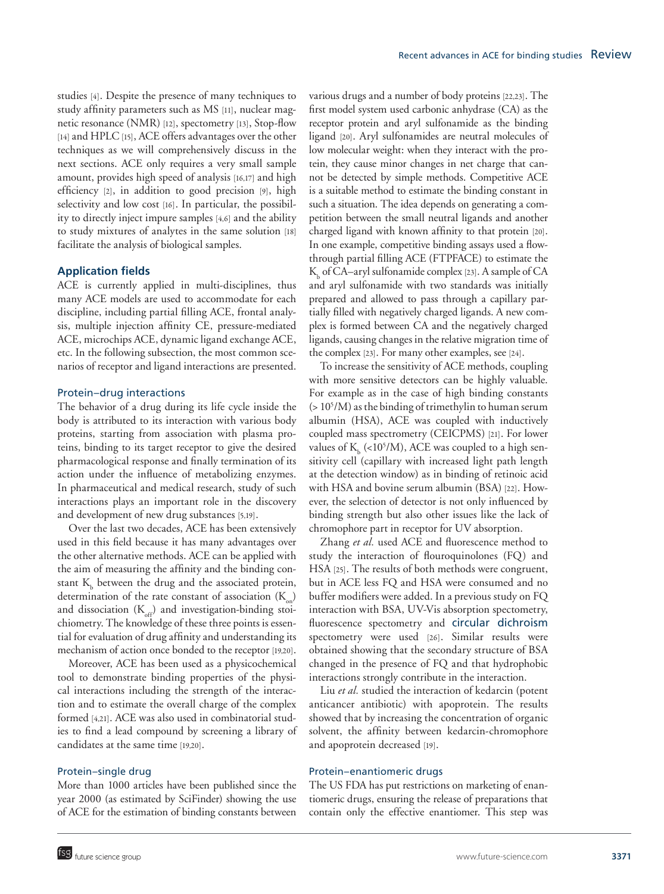studies [4]. Despite the presence of many techniques to study affinity parameters such as MS [11], nuclear magnetic resonance (NMR) [12], spectometry [13], Stop-flow [14] and HPLC [15], ACE offers advantages over the other techniques as we will comprehensively discuss in the next sections. ACE only requires a very small sample amount, provides high speed of analysis [16,17] and high efficiency [2], in addition to good precision [9], high selectivity and low cost [16]. In particular, the possibility to directly inject impure samples [4,6] and the ability to study mixtures of analytes in the same solution [18] facilitate the analysis of biological samples.

## Application fields

ACE is currently applied in multi-disciplines, thus many ACE models are used to accommodate for each discipline, including partial filling ACE, frontal analysis, multiple injection affinity CE, pressure-mediated ACE, microchips ACE, dynamic ligand exchange ACE, etc. In the following subsection, the most common scenarios of receptor and ligand interactions are presented.

### Protein–drug interactions

The behavior of a drug during its life cycle inside the body is attributed to its interaction with various body proteins, starting from association with plasma proteins, binding to its target receptor to give the desired pharmacological response and finally termination of its action under the influence of metabolizing enzymes. In pharmaceutical and medical research, study of such interactions plays an important role in the discovery and development of new drug substances [5,19].

Over the last two decades, ACE has been extensively used in this field because it has many advantages over the other alternative methods. ACE can be applied with the aim of measuring the affinity and the binding constant $K_b$ between the drug and the associated protein, determination of the rate constant of association ($K_{on}$) and dissociation ($K_{off}$) and investigation-binding stoichiometry. The knowledge of these three points is essential for evaluation of drug affinity and understanding its mechanism of action once bonded to the receptor [19,20].

Moreover, ACE has been used as a physicochemical tool to demonstrate binding properties of the physical interactions including the strength of the interaction and to estimate the overall charge of the complex formed [4,21]. ACE was also used in combinatorial studies to find a lead compound by screening a library of candidates at the same time [19,20].

### Protein–single drug

More than 1000 articles have been published since the year 2000 (as estimated by SciFinder) showing the use of ACE for the estimation of binding constants between various drugs and a number of body proteins [22,23]. The first model system used carbonic anhydrase (CA) as the receptor protein and aryl sulfonamide as the binding ligand [20]. Aryl sulfonamides are neutral molecules of low molecular weight: when they interact with the protein, they cause minor changes in net charge that cannot be detected by simple methods. Competitive ACE is a suitable method to estimate the binding constant in such a situation. The idea depends on generating a competition between the small neutral ligands and another charged ligand with known affinity to that protein [20]. In one example, competitive binding assays used a flow-through partial filling ACE (FTPFACE) to estimate the $K_b$ of CA–aryl sulfonamide complex [23]. A sample of CA and aryl sulfonamide with two standards was initially prepared and allowed to pass through a capillary partially filled with negatively charged ligands. A new complex is formed between CA and the negatively charged ligands, causing changes in the relative migration time of the complex [23]. For many other examples, see [24].

To increase the sensitivity of ACE methods, coupling with more sensitive detectors can be highly valuable. For example as in the case of high binding constants ($> 10^5$/M) as the binding of trimethylin to human serum albumin (HSA), ACE was coupled with inductively coupled mass spectrometry (CEICPMS) [21]. For lower values of $K_b$ ($<10^5$/M), ACE was coupled to a high sensitivity cell (capillary with increased light path length at the detection window) as in binding of retinoic acid with HSA and bovine serum albumin (BSA) [22]. However, the selection of detector is not only influenced by binding strength but also other issues like the lack of chromophore part in receptor for UV absorption.

Zhang *et al.* used ACE and fluorescence method to study the interaction of flouroquinolones (FQ) and HSA [25]. The results of both methods were congruent, but in ACE less FQ and HSA were consumed and no buffer modifiers were added. In a previous study on FQ interaction with BSA, UV-Vis absorption spectrometry, fluorescence spectrometry and circular dichroism spectrometry were used [26]. Similar results were obtained showing that the secondary structure of BSA changed in the presence of FQ and that hydrophobic interactions strongly contribute in the interaction.

Liu *et al.* studied the interaction of kedarcin (potent anticancer antibiotic) with apoprotein. The results showed that by increasing the concentration of organic solvent, the affinity between kedarcin-chromophore and apoprotein decreased [19].

### Protein–enantiomeric drugs

The US FDA has put restrictions on marketing of enantiomeric drugs, ensuring the release of preparations that contain only the effective enantiomer. This step was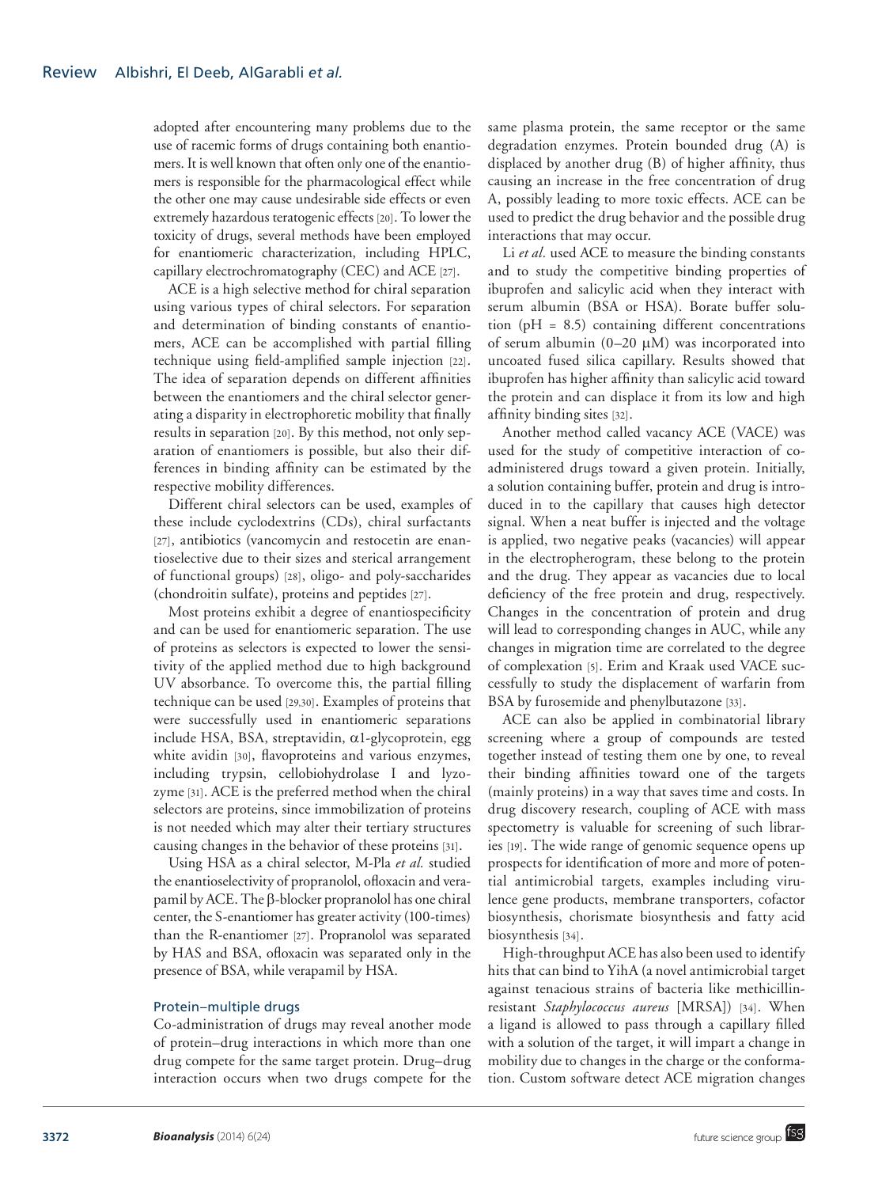adopted after encountering many problems due to the use of racemic forms of drugs containing both enantiomers. It is well known that often only one of the enantiomers is responsible for the pharmacological effect while the other one may cause undesirable side effects or even extremely hazardous teratogenic effects [20]. To lower the toxicity of drugs, several methods have been employed for enantiomeric characterization, including HPLC, capillary electrochromatography (CEC) and ACE [27].

ACE is a high selective method for chiral separation using various types of chiral selectors. For separation and determination of binding constants of enantiomers, ACE can be accomplished with partial filling technique using field-amplified sample injection [22]. The idea of separation depends on different affinities between the enantiomers and the chiral selector generating a disparity in electrophoretic mobility that finally results in separation [20]. By this method, not only separation of enantiomers is possible, but also their differences in binding affinity can be estimated by the respective mobility differences.

Different chiral selectors can be used, examples of these include cyclodextrins (CDs), chiral surfactants [27], antibiotics (vancomycin and restocetin are enantioselective due to their sizes and sterical arrangement of functional groups) [28], oligo- and poly-saccharides (chondroitin sulfate), proteins and peptides [27].

Most proteins exhibit a degree of enantiospecificity and can be used for enantiomeric separation. The use of proteins as selectors is expected to lower the sensitivity of the applied method due to high background UV absorbance. To overcome this, the partial filling technique can be used [29,30]. Examples of proteins that were successfully used in enantiomeric separations include HSA, BSA, streptavidin, α1-glycoprotein, egg white avidin [30], flavoproteins and various enzymes, including trypsin, cellobiohydrolase I and lyzozyme [31]. ACE is the preferred method when the chiral selectors are proteins, since immobilization of proteins is not needed which may alter their tertiary structures causing changes in the behavior of these proteins [31].

Using HSA as a chiral selector, M-Pla *et al.* studied the enantioselectivity of propranolol, ofloxacin and verapamil by ACE. The β-blocker propranolol has one chiral center, the S-enantiomer has greater activity (100-times) than the R-enantiomer [27]. Propranolol was separated by HAS and BSA, ofloxacin was separated only in the presence of BSA, while verapamil by HSA.

### Protein–multiple drugs

Co-administration of drugs may reveal another mode of protein–drug interactions in which more than one drug compete for the same target protein. Drug–drug interaction occurs when two drugs compete for the same plasma protein, the same receptor or the same degradation enzymes. Protein bounded drug (A) is displaced by another drug (B) of higher affinity, thus causing an increase in the free concentration of drug A, possibly leading to more toxic effects. ACE can be used to predict the drug behavior and the possible drug interactions that may occur.

Li *et al.* used ACE to measure the binding constants and to study the competitive binding properties of ibuprofen and salicylic acid when they interact with serum albumin (BSA or HSA). Borate buffer solution (pH = 8.5) containing different concentrations of serum albumin (0–20 μM) was incorporated into uncoated fused silica capillary. Results showed that ibuprofen has higher affinity than salicylic acid toward the protein and can displace it from its low and high affinity binding sites [32].

Another method called vacancy ACE (VACE) was used for the study of competitive interaction of co-administered drugs toward a given protein. Initially, a solution containing buffer, protein and drug is introduced in to the capillary that causes high detector signal. When a neat buffer is injected and the voltage is applied, two negative peaks (vacancies) will appear in the electropherogram, these belong to the protein and the drug. They appear as vacancies due to local deficiency of the free protein and drug, respectively. Changes in the concentration of protein and drug will lead to corresponding changes in AUC, while any changes in migration time are correlated to the degree of complexation [5]. Erim and Kraak used VACE successfully to study the displacement of warfarin from BSA by furosemide and phenylbutazone [33].

ACE can also be applied in combinatorial library screening where a group of compounds are tested together instead of testing them one by one, to reveal their binding affinities toward one of the targets (mainly proteins) in a way that saves time and costs. In drug discovery research, coupling of ACE with mass spectometry is valuable for screening of such libraries [19]. The wide range of genomic sequence opens up prospects for identification of more and more of potential antimicrobial targets, examples including virulence gene products, membrane transporters, cofactor biosynthesis, chorismate biosynthesis and fatty acid biosynthesis [34].

High-throughput ACE has also been used to identify hits that can bind to YihA (a novel antimicrobial target against tenacious strains of bacteria like methicillin-resistant *Staphylococcus aureus* [MRSA]) [34]. When a ligand is allowed to pass through a capillary filled with a solution of the target, it will impart a change in mobility due to changes in the charge or the conformation. Custom software detect ACE migration changes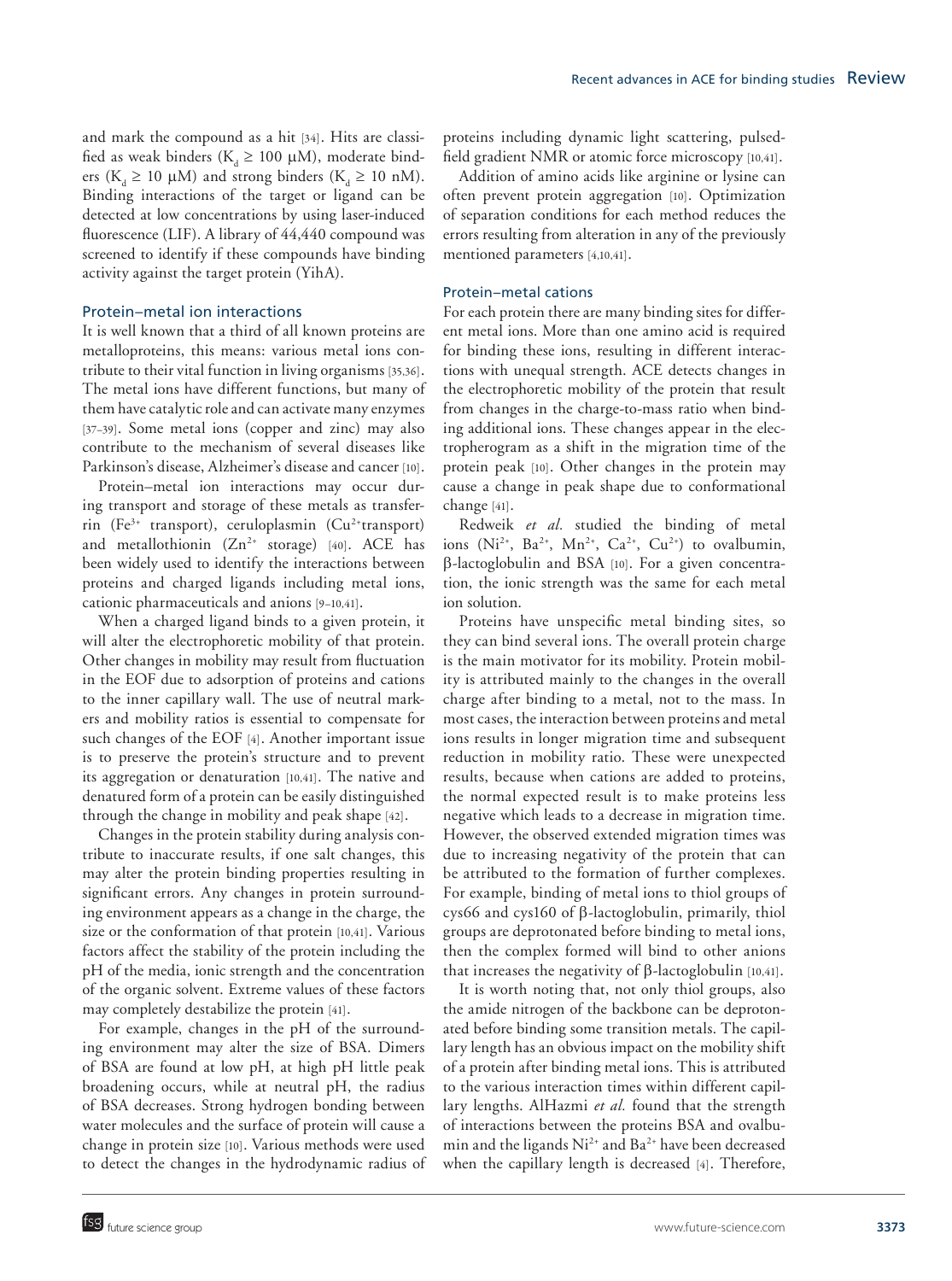and mark the compound as a hit [34]. Hits are classified as weak binders ($K_d \geq 100$ μM), moderate binders ($K_d \geq 10$ μM) and strong binders ($K_d \geq 10$ nM). Binding interactions of the target or ligand can be detected at low concentrations by using laser-induced fluorescence (LIF). A library of 44,440 compound was screened to identify if these compounds have binding activity against the target protein (YihA).

### Protein–metal ion interactions

It is well known that a third of all known proteins are metalloproteins, this means: various metal ions contribute to their vital function in living organisms [35,36]. The metal ions have different functions, but many of them have catalytic role and can activate many enzymes [37–39]. Some metal ions (copper and zinc) may also contribute to the mechanism of several diseases like Parkinson's disease, Alzheimer's disease and cancer [10].

Protein–metal ion interactions may occur during transport and storage of these metals as transferrin ($Fe^{3+}$ transport), ceruloplasmin ($Cu^{2+}$transport) and metallothionin ($Zn^{2+}$ storage) [40]. ACE has been widely used to identify the interactions between proteins and charged ligands including metal ions, cationic pharmaceuticals and anions [9–10,41].

When a charged ligand binds to a given protein, it will alter the electrophoretic mobility of that protein. Other changes in mobility may result from fluctuation in the EOF due to adsorption of proteins and cations to the inner capillary wall. The use of neutral markers and mobility ratios is essential to compensate for such changes of the EOF [4]. Another important issue is to preserve the protein's structure and to prevent its aggregation or denaturation [10,41]. The native and denatured form of a protein can be easily distinguished through the change in mobility and peak shape [42].

Changes in the protein stability during analysis contribute to inaccurate results, if one salt changes, this may alter the protein binding properties resulting in significant errors. Any changes in protein surrounding environment appears as a change in the charge, the size or the conformation of that protein [10,41]. Various factors affect the stability of the protein including the pH of the media, ionic strength and the concentration of the organic solvent. Extreme values of these factors may completely destabilize the protein [41].

For example, changes in the pH of the surrounding environment may alter the size of BSA. Dimers of BSA are found at low pH, at high pH little peak broadening occurs, while at neutral pH, the radius of BSA decreases. Strong hydrogen bonding between water molecules and the surface of protein will cause a change in protein size [10]. Various methods were used to detect the changes in the hydrodynamic radius of proteins including dynamic light scattering, pulsed-field gradient NMR or atomic force microscopy [10,41].

Addition of amino acids like arginine or lysine can often prevent protein aggregation [10]. Optimization of separation conditions for each method reduces the errors resulting from alteration in any of the previously mentioned parameters [4,10,41].

### Protein–metal cations

For each protein there are many binding sites for different metal ions. More than one amino acid is required for binding these ions, resulting in different interactions with unequal strength. ACE detects changes in the electrophoretic mobility of the protein that result from changes in the charge-to-mass ratio when binding additional ions. These changes appear in the electropherogram as a shift in the migration time of the protein peak [10]. Other changes in the protein may cause a change in peak shape due to conformational change [41].

Redweik *et al.* studied the binding of metal ions ($Ni^{2+}$, $Ba^{2+}$, $Mn^{2+}$, $Ca^{2+}$, $Cu^{2+}$) to ovalbumin, β-lactoglobulin and BSA [10]. For a given concentration, the ionic strength was the same for each metal ion solution.

Proteins have unspecific metal binding sites, so they can bind several ions. The overall protein charge is the main motivator for its mobility. Protein mobility is attributed mainly to the changes in the overall charge after binding to a metal, not to the mass. In most cases, the interaction between proteins and metal ions results in longer migration time and subsequent reduction in mobility ratio. These were unexpected results, because when cations are added to proteins, the normal expected result is to make proteins less negative which leads to a decrease in migration time. However, the observed extended migration times was due to increasing negativity of the protein that can be attributed to the formation of further complexes. For example, binding of metal ions to thiol groups of cys66 and cys160 of β-lactoglobulin, primarily, thiol groups are deprotonated before binding to metal ions, then the complex formed will bind to other anions that increases the negativity of β-lactoglobulin [10,41].

It is worth noting that, not only thiol groups, also the amide nitrogen of the backbone can be deprotonated before binding some transition metals. The capillary length has an obvious impact on the mobility shift of a protein after binding metal ions. This is attributed to the various interaction times within different capillary lengths. AlHazmi *et al.* found that the strength of interactions between the proteins BSA and ovalbumin and the ligands $Ni^{2+}$ and $Ba^{2+}$ have been decreased when the capillary length is decreased [4]. Therefore,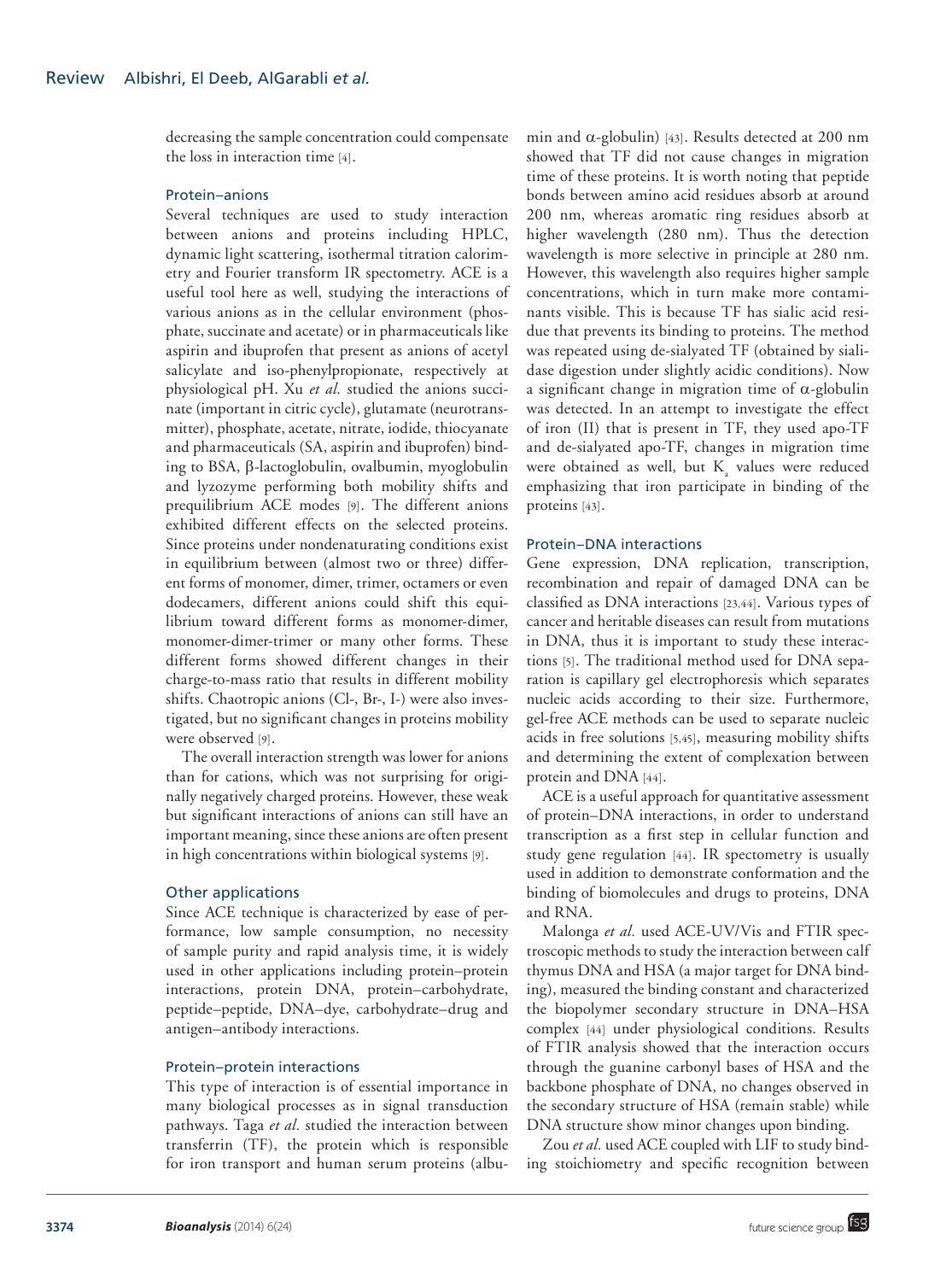decreasing the sample concentration could compensate the loss in interaction time [4].

### Protein–anions

Several techniques are used to study interaction between anions and proteins including HPLC, dynamic light scattering, isothermal titration calorimetry and Fourier transform IR spectometry. ACE is a useful tool here as well, studying the interactions of various anions as in the cellular environment (phosphate, succinate and acetate) or in pharmaceuticals like aspirin and ibuprofen that present as anions of acetyl salicylate and iso-phenylpropionate, respectively at physiological pH. Xu *et al.* studied the anions succinate (important in citric cycle), glutamate (neurotransmitter), phosphate, acetate, nitrate, iodide, thiocyanate and pharmaceuticals (SA, aspirin and ibuprofen) binding to BSA, β-lactoglobulin, ovalbumin, myoglobulin and lyzozyme performing both mobility shifts and prequilibrium ACE modes [9]. The different anions exhibited different effects on the selected proteins. Since proteins under nondenaturating conditions exist in equilibrium between (almost two or three) different forms of monomer, dimer, trimer, octamers or even dodecamers, different anions could shift this equilibrium toward different forms as monomer-dimer, monomer-dimer-trimer or many other forms. These different forms showed different changes in their charge-to-mass ratio that results in different mobility shifts. Chaotropic anions (Cl-, Br-, I-) were also investigated, but no significant changes in proteins mobility were observed [9].

The overall interaction strength was lower for anions than for cations, which was not surprising for originally negatively charged proteins. However, these weak but significant interactions of anions can still have an important meaning, since these anions are often present in high concentrations within biological systems [9].

### Other applications

Since ACE technique is characterized by ease of performance, low sample consumption, no necessity of sample purity and rapid analysis time, it is widely used in other applications including protein–protein interactions, protein DNA, protein–carbohydrate, peptide–peptide, DNA–dye, carbohydrate–drug and antigen–antibody interactions.

### Protein–protein interactions

This type of interaction is of essential importance in many biological processes as in signal transduction pathways. Taga *et al.* studied the interaction between transferrin (TF), the protein which is responsible for iron transport and human serum proteins (albumin and α-globulin) [43]. Results detected at 200 nm showed that TF did not cause changes in migration time of these proteins. It is worth noting that peptide bonds between amino acid residues absorb at around 200 nm, whereas aromatic ring residues absorb at higher wavelength (280 nm). Thus the detection wavelength is more selective in principle at 280 nm. However, this wavelength also requires higher sample concentrations, which in turn make more contaminants visible. This is because TF has sialic acid residue that prevents its binding to proteins. The method was repeated using de-sialyated TF (obtained by sialidase digestion under slightly acidic conditions). Now a significant change in migration time of α-globulin was detected. In an attempt to investigate the effect of iron (II) that is present in TF, they used apo-TF and de-sialyated apo-TF, changes in migration time were obtained as well, but $K_a$ values were reduced emphasizing that iron participate in binding of the proteins [43].

### Protein–DNA interactions

Gene expression, DNA replication, transcription, recombination and repair of damaged DNA can be classified as DNA interactions [23,44]. Various types of cancer and heritable diseases can result from mutations in DNA, thus it is important to study these interactions [5]. The traditional method used for DNA separation is capillary gel electrophoresis which separates nucleic acids according to their size. Furthermore, gel-free ACE methods can be used to separate nucleic acids in free solutions [5,45], measuring mobility shifts and determining the extent of complexation between protein and DNA [44].

ACE is a useful approach for quantitative assessment of protein–DNA interactions, in order to understand transcription as a first step in cellular function and study gene regulation [44]. IR spectometry is usually used in addition to demonstrate conformation and the binding of biomolecules and drugs to proteins, DNA and RNA.

Malonga *et al.* used ACE-UV/Vis and FTIR spectroscopic methods to study the interaction between calf thymus DNA and HSA (a major target for DNA binding), measured the binding constant and characterized the biopolymer secondary structure in DNA–HSA complex [44] under physiological conditions. Results of FTIR analysis showed that the interaction occurs through the guanine carbonyl bases of HSA and the backbone phosphate of DNA, no changes observed in the secondary structure of HSA (remain stable) while DNA structure show minor changes upon binding.

Zou *et al.* used ACE coupled with LIF to study binding stoichiometry and specific recognition between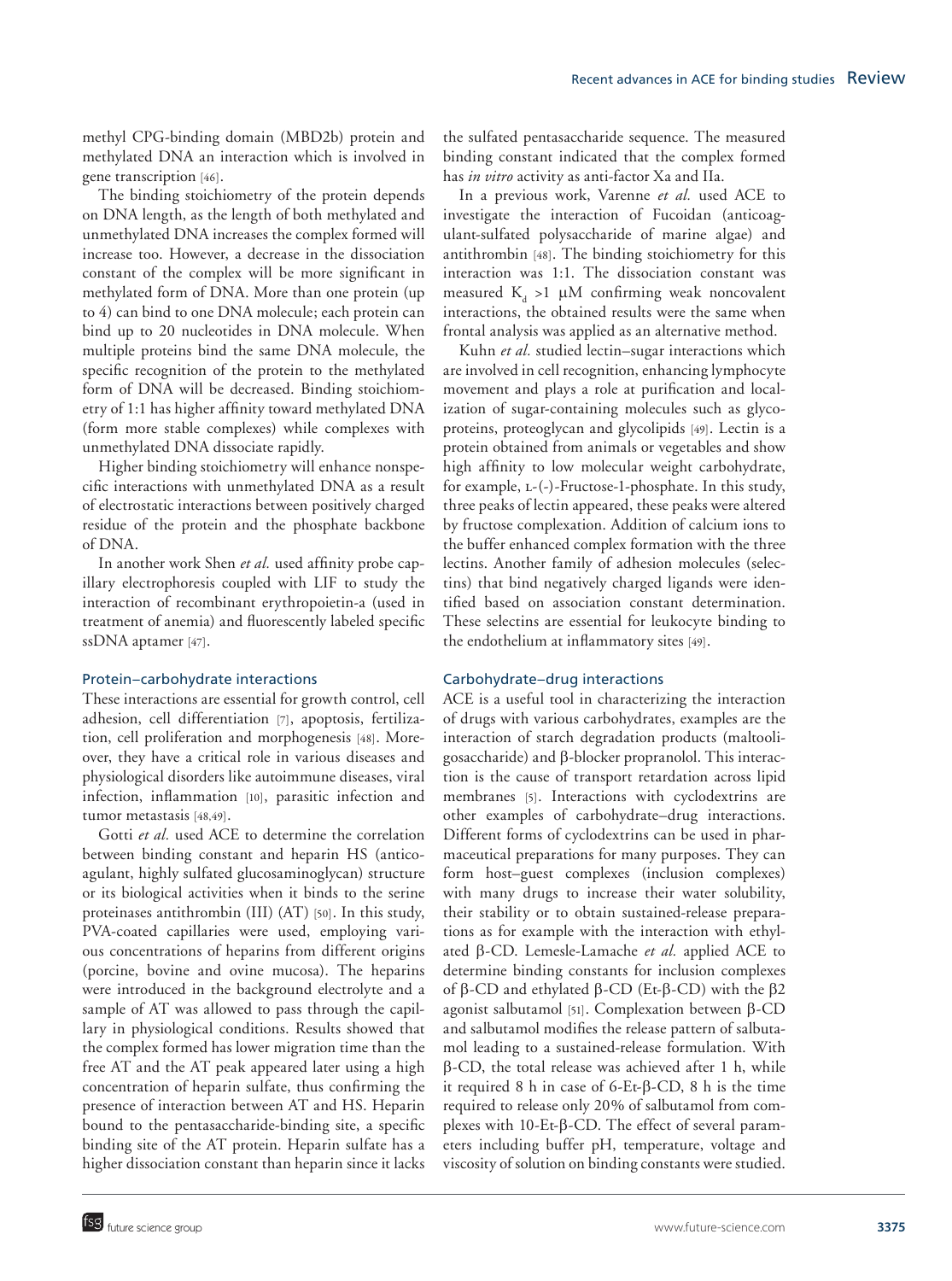methyl CPG-binding domain (MBD2b) protein and methylated DNA an interaction which is involved in gene transcription [46].

The binding stoichiometry of the protein depends on DNA length, as the length of both methylated and unmethylated DNA increases the complex formed will increase too. However, a decrease in the dissociation constant of the complex will be more significant in methylated form of DNA. More than one protein (up to 4) can bind to one DNA molecule; each protein can bind up to 20 nucleotides in DNA molecule. When multiple proteins bind the same DNA molecule, the specific recognition of the protein to the methylated form of DNA will be decreased. Binding stoichiometry of 1:1 has higher affinity toward methylated DNA (form more stable complexes) while complexes with unmethylated DNA dissociate rapidly.

Higher binding stoichiometry will enhance nonspecific interactions with unmethylated DNA as a result of electrostatic interactions between positively charged residue of the protein and the phosphate backbone of DNA.

In another work Shen *et al.* used affinity probe capillary electrophoresis coupled with LIF to study the interaction of recombinant erythropoietin-a (used in treatment of anemia) and fluorescently labeled specific ssDNA aptamer [47].

### Protein–carbohydrate interactions

These interactions are essential for growth control, cell adhesion, cell differentiation [7], apoptosis, fertilization, cell proliferation and morphogenesis [48]. Moreover, they have a critical role in various diseases and physiological disorders like autoimmune diseases, viral infection, inflammation [10], parasitic infection and tumor metastasis [48,49].

Gotti *et al.* used ACE to determine the correlation between binding constant and heparin HS (anticoagulant, highly sulfated glucosaminoglycan) structure or its biological activities when it binds to the serine proteinases antithrombin (III) (AT) [50]. In this study, PVA-coated capillaries were used, employing various concentrations of heparins from different origins (porcine, bovine and ovine mucosa). The heparins were introduced in the background electrolyte and a sample of AT was allowed to pass through the capillary in physiological conditions. Results showed that the complex formed has lower migration time than the free AT and the AT peak appeared later using a high concentration of heparin sulfate, thus confirming the presence of interaction between AT and HS. Heparin bound to the pentasaccharide-binding site, a specific binding site of the AT protein. Heparin sulfate has a higher dissociation constant than heparin since it lacks the sulfated pentasaccharide sequence. The measured binding constant indicated that the complex formed has *in vitro* activity as anti-factor Xa and IIa.

In a previous work, Varenne *et al.* used ACE to investigate the interaction of Fucoidan (anticoagulant-sulfated polysaccharide of marine algae) and antithrombin [48]. The binding stoichiometry for this interaction was 1:1. The dissociation constant was measured $K_d$ >1 µM confirming weak noncovalent interactions, the obtained results were the same when frontal analysis was applied as an alternative method.

Kuhn *et al.* studied lectin–sugar interactions which are involved in cell recognition, enhancing lymphocyte movement and plays a role at purification and localization of sugar-containing molecules such as glycoproteins, proteoglycan and glycolipids [49]. Lectin is a protein obtained from animals or vegetables and show high affinity to low molecular weight carbohydrate, for example, L-(-)-Fructose-1-phosphate. In this study, three peaks of lectin appeared, these peaks were altered by fructose complexation. Addition of calcium ions to the buffer enhanced complex formation with the three lectins. Another family of adhesion molecules (selectins) that bind negatively charged ligands were identified based on association constant determination. These selectins are essential for leukocyte binding to the endothelium at inflammatory sites [49].

### Carbohydrate–drug interactions

ACE is a useful tool in characterizing the interaction of drugs with various carbohydrates, examples are the interaction of starch degradation products (maltooligosaccharide) and β-blocker propranolol. This interaction is the cause of transport retardation across lipid membranes [5]. Interactions with cyclodextrins are other examples of carbohydrate–drug interactions. Different forms of cyclodextrins can be used in pharmaceutical preparations for many purposes. They can form host–guest complexes (inclusion complexes) with many drugs to increase their water solubility, their stability or to obtain sustained-release preparations as for example with the interaction with ethylated β-CD. Lemesle-Lamache *et al.* applied ACE to determine binding constants for inclusion complexes of β-CD and ethylated β-CD (Et-β-CD) with the β2 agonist salbutamol [51]. Complexation between β-CD and salbutamol modifies the release pattern of salbutamol leading to a sustained-release formulation. With β-CD, the total release was achieved after 1 h, while it required 8 h in case of 6-Et-β-CD, 8 h is the time required to release only 20% of salbutamol from complexes with 10-Et-β-CD. The effect of several parameters including buffer pH, temperature, voltage and viscosity of solution on binding constants were studied.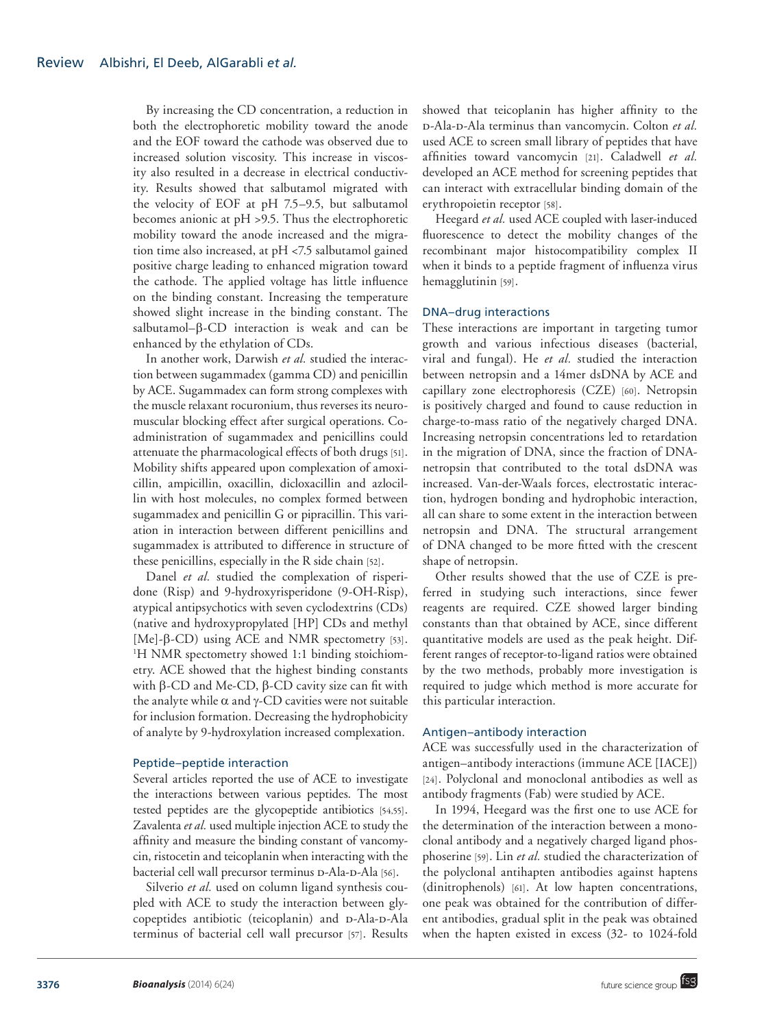By increasing the CD concentration, a reduction in both the electrophoretic mobility toward the anode and the EOF toward the cathode was observed due to increased solution viscosity. This increase in viscosity also resulted in a decrease in electrical conductivity. Results showed that salbutamol migrated with the velocity of EOF at pH 7.5–9.5, but salbutamol becomes anionic at pH >9.5. Thus the electrophoretic mobility toward the anode increased and the migration time also increased, at pH <7.5 salbutamol gained positive charge leading to enhanced migration toward the cathode. The applied voltage has little influence on the binding constant. Increasing the temperature showed slight increase in the binding constant. The salbutamol–β-CD interaction is weak and can be enhanced by the ethylation of CDs.

In another work, Darwish *et al.* studied the interaction between sugammadex (gamma CD) and penicillin by ACE. Sugammadex can form strong complexes with the muscle relaxant rocuronium, thus reverses its neuromuscular blocking effect after surgical operations. Co-administration of sugammadex and penicillins could attenuate the pharmacological effects of both drugs [51]. Mobility shifts appeared upon complexation of amoxicillin, ampicillin, oxacillin, dicloxacillin and azlocillin with host molecules, no complex formed between sugammadex and penicillin G or pipracillin. This variation in interaction between different penicillins and sugammadex is attributed to difference in structure of these penicillins, especially in the R side chain [52].

Danel *et al.* studied the complexation of risperidone (Risp) and 9-hydroxyrisperidone (9-OH-Risp), atypical antipsychotics with seven cyclodextrins (CDs) (native and hydroxypropylated [HP] CDs and methyl [Me]-β-CD) using ACE and NMR spectrometry [53]. $^1$H NMR spectrometry showed 1:1 binding stoichiometry. ACE showed that the highest binding constants with β-CD and Me-CD, β-CD cavity size can fit with the analyte while α and γ-CD cavities were not suitable for inclusion formation. Decreasing the hydrophobicity of analyte by 9-hydroxylation increased complexation.

### Peptide–peptide interaction

Several articles reported the use of ACE to investigate the interactions between various peptides. The most tested peptides are the glycopeptide antibiotics [54,55]. Zavalenta *et al.* used multiple injection ACE to study the affinity and measure the binding constant of vancomycin, ristocetin and teicoplanin when interacting with the bacterial cell wall precursor terminus D-Ala-D-Ala [56].

Silverio *et al.* used on column ligand synthesis coupled with ACE to study the interaction between glycopeptides antibiotic (teicoplanin) and D-Ala-D-Ala terminus of bacterial cell wall precursor [57]. Results showed that teicoplanin has higher affinity to the D-Ala-D-Ala terminus than vancomycin. Colton *et al.* used ACE to screen small library of peptides that have affinities toward vancomycin [21]. Caladwell *et al.* developed an ACE method for screening peptides that can interact with extracellular binding domain of the erythropoietin receptor [58].

Heegard *et al.* used ACE coupled with laser-induced fluorescence to detect the mobility changes of the recombinant major histocompatibility complex II when it binds to a peptide fragment of influenza virus hemagglutinin [59].

### DNA–drug interactions

These interactions are important in targeting tumor growth and various infectious diseases (bacterial, viral and fungal). He *et al.* studied the interaction between netropsin and a 14mer dsDNA by ACE and capillary zone electrophoresis (CZE) [60]. Netropsin is positively charged and found to cause reduction in charge-to-mass ratio of the negatively charged DNA. Increasing netropsin concentrations led to retardation in the migration of DNA, since the fraction of DNA-netropsin that contributed to the total dsDNA was increased. Van-der-Waals forces, electrostatic interaction, hydrogen bonding and hydrophobic interaction, all can share to some extent in the interaction between netropsin and DNA. The structural arrangement of DNA changed to be more fitted with the crescent shape of netropsin.

Other results showed that the use of CZE is preferred in studying such interactions, since fewer reagents are required. CZE showed larger binding constants than that obtained by ACE, since different quantitative models are used as the peak height. Different ranges of receptor-to-ligand ratios were obtained by the two methods, probably more investigation is required to judge which method is more accurate for this particular interaction.

### Antigen–antibody interaction

ACE was successfully used in the characterization of antigen–antibody interactions (immune ACE [IACE]) [24]. Polyclonal and monoclonal antibodies as well as antibody fragments (Fab) were studied by ACE.

In 1994, Heegard was the first one to use ACE for the determination of the interaction between a monoclonal antibody and a negatively charged ligand phosphoserine [59]. Lin *et al.* studied the characterization of the polyclonal antihapten antibodies against haptens (dinitrophenols) [61]. At low hapten concentrations, one peak was obtained for the contribution of different antibodies, gradual split in the peak was obtained when the hapten existed in excess (32- to 1024-fold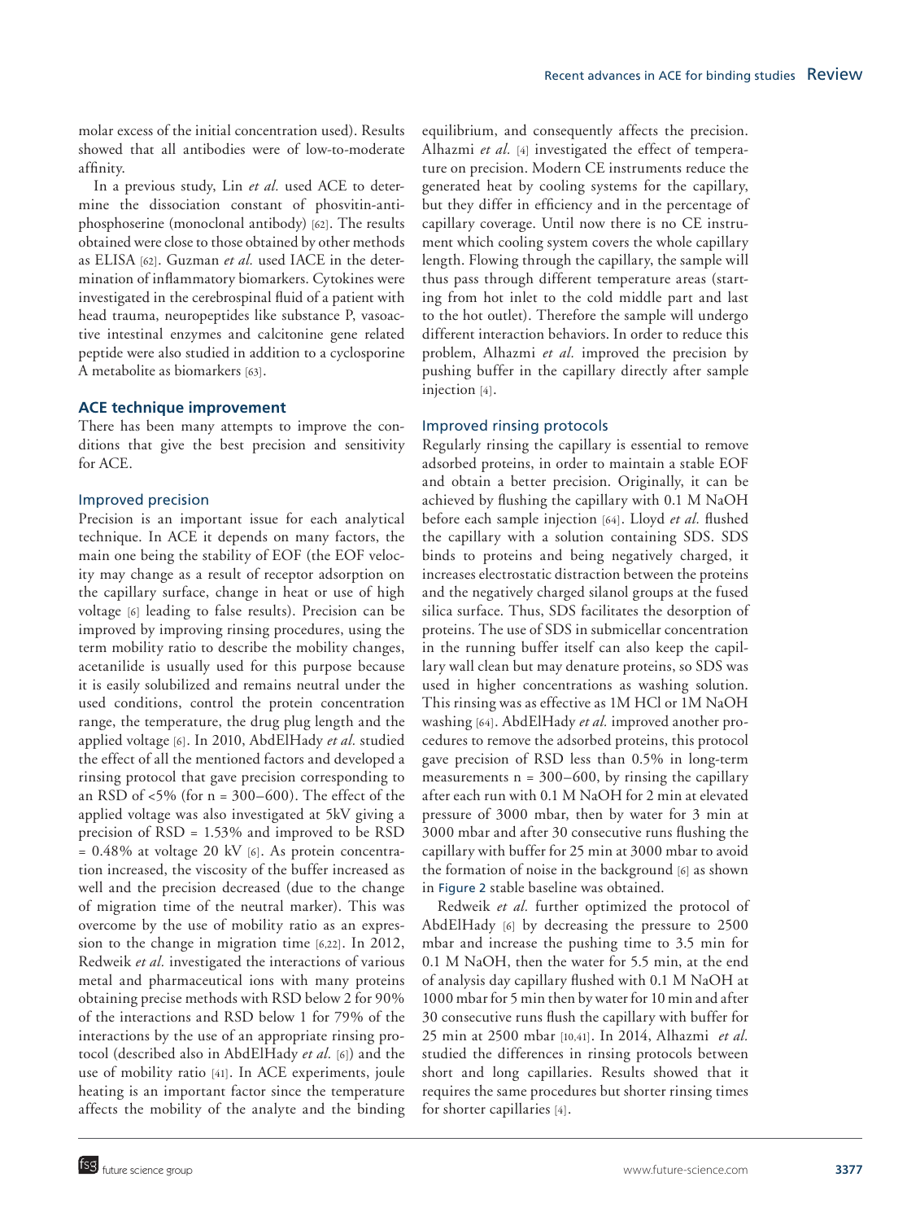molar excess of the initial concentration used). Results showed that all antibodies were of low-to-moderate affinity.

In a previous study, Lin *et al.* used ACE to determine the dissociation constant of phosvitin-anti-phosphoserine (monoclonal antibody) [62]. The results obtained were close to those obtained by other methods as ELISA [62]. Guzman *et al.* used IACE in the determination of inflammatory biomarkers. Cytokines were investigated in the cerebrospinal fluid of a patient with head trauma, neuropeptides like substance P, vasoactive intestinal enzymes and calcitonine gene related peptide were also studied in addition to a cyclosporine A metabolite as biomarkers [63].

## ACE technique improvement

There has been many attempts to improve the conditions that give the best precision and sensitivity for ACE.

### Improved precision

Precision is an important issue for each analytical technique. In ACE it depends on many factors, the main one being the stability of EOF (the EOF velocity may change as a result of receptor adsorption on the capillary surface, change in heat or use of high voltage [6] leading to false results). Precision can be improved by improving rinsing procedures, using the term mobility ratio to describe the mobility changes, acetanilide is usually used for this purpose because it is easily solubilized and remains neutral under the used conditions, control the protein concentration range, the temperature, the drug plug length and the applied voltage [6]. In 2010, AbdElHady *et al.* studied the effect of all the mentioned factors and developed a rinsing protocol that gave precision corresponding to an RSD of <5% (for n = 300–600). The effect of the applied voltage was also investigated at 5kV giving a precision of RSD = 1.53% and improved to be RSD = 0.48% at voltage 20 kV [6]. As protein concentration increased, the viscosity of the buffer increased as well and the precision decreased (due to the change of migration time of the neutral marker). This was overcome by the use of mobility ratio as an expression to the change in migration time [6,22]. In 2012, Redweik *et al.* investigated the interactions of various metal and pharmaceutical ions with many proteins obtaining precise methods with RSD below 2 for 90% of the interactions and RSD below 1 for 79% of the interactions by the use of an appropriate rinsing protocol (described also in AbdElHady *et al.* [6]) and the use of mobility ratio [41]. In ACE experiments, joule heating is an important factor since the temperature affects the mobility of the analyte and the binding equilibrium, and consequently affects the precision. Alhazmi *et al.* [4] investigated the effect of temperature on precision. Modern CE instruments reduce the generated heat by cooling systems for the capillary, but they differ in efficiency and in the percentage of capillary coverage. Until now there is no CE instrument which cooling system covers the whole capillary length. Flowing through the capillary, the sample will thus pass through different temperature areas (starting from hot inlet to the cold middle part and last to the hot outlet). Therefore the sample will undergo different interaction behaviors. In order to reduce this problem, Alhazmi *et al.* improved the precision by pushing buffer in the capillary directly after sample injection [4].

### Improved rinsing protocols

Regularly rinsing the capillary is essential to remove adsorbed proteins, in order to maintain a stable EOF and obtain a better precision. Originally, it can be achieved by flushing the capillary with 0.1 M NaOH before each sample injection [64]. Lloyd *et al.* flushed the capillary with a solution containing SDS. SDS binds to proteins and being negatively charged, it increases electrostatic distraction between the proteins and the negatively charged silanol groups at the fused silica surface. Thus, SDS facilitates the desorption of proteins. The use of SDS in submicellar concentration in the running buffer itself can also keep the capillary wall clean but may denature proteins, so SDS was used in higher concentrations as washing solution. This rinsing was as effective as 1M HCl or 1M NaOH washing [64]. AbdElHady *et al.* improved another procedures to remove the adsorbed proteins, this protocol gave precision of RSD less than 0.5% in long-term measurements n = 300–600, by rinsing the capillary after each run with 0.1 M NaOH for 2 min at elevated pressure of 3000 mbar, then by water for 3 min at 3000 mbar and after 30 consecutive runs flushing the capillary with buffer for 25 min at 3000 mbar to avoid the formation of noise in the background [6] as shown in Figure 2 stable baseline was obtained.

Redweik *et al.* further optimized the protocol of AbdElHady [6] by decreasing the pressure to 2500 mbar and increase the pushing time to 3.5 min for 0.1 M NaOH, then the water for 5.5 min, at the end of analysis day capillary flushed with 0.1 M NaOH at 1000 mbar for 5 min then by water for 10 min and after 30 consecutive runs flush the capillary with buffer for 25 min at 2500 mbar [10,41]. In 2014, Alhazmi *et al.* studied the differences in rinsing protocols between short and long capillaries. Results showed that it requires the same procedures but shorter rinsing times for shorter capillaries [4].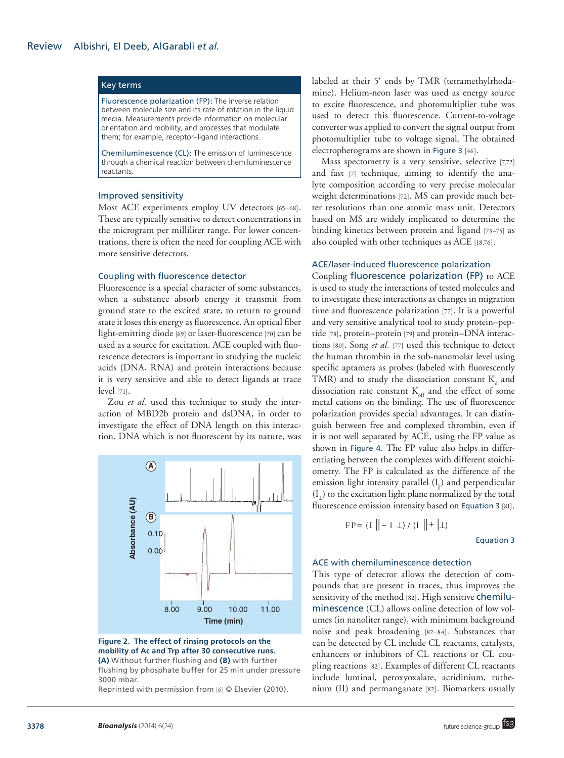> **Key terms**
>
> **Fluorescence polarization (FP):** The inverse relation between molecule size and its rate of rotation in the liquid media. Measurements provide information on molecular orientation and mobility, and processes that modulate them; for example, receptor–ligand interactions.
>
> **Chemiluminescence (CL):** The emission of luminescence through a chemical reaction between chemiluminescence reactants.

### Improved sensitivity

Most ACE experiments employ UV detectors [65–68]. These are typically sensitive to detect concentrations in the microgram per milliliter range. For lower concentrations, there is often the need for coupling ACE with more sensitive detectors.

### Coupling with fluorescence detector

Fluorescence is a special character of some substances, when a substance absorb energy it transmit from ground state to the excited state, to return to ground state it loses this energy as fluorescence. An optical fiber light-emitting diode [69] or laser-fluorescence [70] can be used as a source for excitation. ACE coupled with fluorescence detectors is important in studying the nucleic acids (DNA, RNA) and protein interactions because it is very sensitive and able to detect ligands at trace level [71].

Zou *et al.* used this technique to study the interaction of MBD2b protein and dsDNA, in order to investigate the effect of DNA length on this interaction. DNA which is not fluorescent by its nature, was labeled at their 5′ ends by TMR (tetramethylrhodamine). Helium-neon laser was used as energy source to excite fluorescence, and photomultiplier tube was used to detect this fluorescence. Current-to-voltage converter was applied to convert the signal output from photomultiplier tube to voltage signal. The obtained electropherograms are shown in Figure 3 [46].

**Figure 2. The effect of rinsing protocols on the mobility of Ac and Trp after 30 consecutive runs. (A)** Without further flushing and **(B)** with further flushing by phosphate buffer for 25 min under pressure 3000 mbar.
Reprinted with permission from [6] © Elsevier (2010).

Mass spectometry is a very sensitive, selective [7,72] and fast [7] technique, aiming to identify the analyte composition according to very precise molecular weight determinations [72]. MS can provide much better resolutions than one atomic mass unit. Detectors based on MS are widely implicated to determine the binding kinetics between protein and ligand [73–75] as also coupled with other techniques as ACE [18,76].

### ACE/laser-induced fluorescence polarization

Coupling **fluorescence polarization (FP)** to ACE is used to study the interactions of tested molecules and to investigate these interactions as changes in migration time and fluorescence polarization [77]. It is a powerful and very sensitive analytical tool to study protein–peptide [78], protein–protein [79] and protein–DNA interactions [80]. Song *et al.* [77] used this technique to detect the human thrombin in the sub-nanomolar level using specific aptamers as probes (labeled with fluorescently TMR) and to study the dissociation constant $K_d$ and dissociation rate constant $K_{off}$ and the effect of some metal cations on the binding. The use of fluorescence polarization provides special advantages. It can distinguish between free and complexed thrombin, even if it is not well separated by ACE, using the FP value as shown in Figure 4. The FP value also helps in differentiating between the complexes with different stoichiometry. The FP is calculated as the difference of the emission light intensity parallel ($I_{\parallel}$) and perpendicular ($I_{\perp}$) to the excitation light plane normalized by the total fluorescence emission intensity based on Equation 3 [81].

$$FP = (I_{\parallel} - I_{\perp}) / (I_{\parallel} + I_{\perp})$$

Equation 3

### ACE with chemiluminescence detection

This type of detector allows the detection of compounds that are present in traces, thus improves the sensitivity of the method [82]. High sensitive **chemiluminescence** (CL) allows online detection of low volumes (in nanoliter range), with minimum background noise and peak broadening [82–84]. Substances that can be detected by CL include CL reactants, catalysts, enhancers or inhibitors of CL reactions or CL coupling reactions [82]. Examples of different CL reactants include luminal, peroxyoxalate, acridinium, ruthenium (II) and permanganate [82]. Biomarkers usually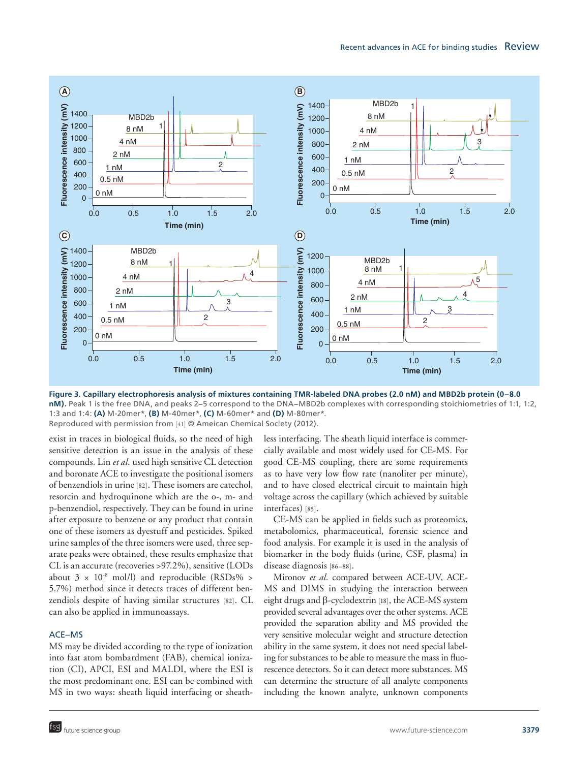**Figure 3. Capillary electrophoresis analysis of mixtures containing TMR-labeled DNA probes (2.0 nM) and MBD2b protein (0–8.0 nM).** Peak 1 is the free DNA, and peaks 2–5 correspond to the DNA–MBD2b complexes with corresponding stoichiometries of 1:1, 1:2, 1:3 and 1:4: **(A)** M-20mer*, **(B)** M-40mer*, **(C)** M-60mer* and **(D)** M-80mer*.

Reproduced with permission from [41] © Ameican Chemical Society (2012).

exist in traces in biological fluids, so the need of high sensitive detection is an issue in the analysis of these compounds. Lin *et al.* used high sensitive CL detection and boronate ACE to investigate the positional isomers of benzendiols in urine [82]. These isomers are catechol, resorcin and hydroquinone which are the o-, m- and p-benzendiol, respectively. They can be found in urine after exposure to benzene or any product that contain one of these isomers as dyestuff and pesticides. Spiked urine samples of the three isomers were used, three separate peaks were obtained, these results emphasize that CL is an accurate (recoveries >97.2%), sensitive (LODs about $3 \times 10^{-8}$ mol/l) and reproducible (RSDs% > 5.7%) method since it detects traces of different benzendiols despite of having similar structures [82]. CL can also be applied in immunoassays.

### ACE–MS

MS may be divided according to the type of ionization into fast atom bombardment (FAB), chemical ionization (CI), APCI, ESI and MALDI, where the ESI is the most predominant one. ESI can be combined with MS in two ways: sheath liquid interfacing or sheath-less interfacing. The sheath liquid interface is commercially available and most widely used for CE-MS. For good CE-MS coupling, there are some requirements as to have very low flow rate (nanoliter per minute), and to have closed electrical circuit to maintain high voltage across the capillary (which achieved by suitable interfaces) [85].

CE-MS can be applied in fields such as proteomics, metabolomics, pharmaceutical, forensic science and food analysis. For example it is used in the analysis of biomarker in the body fluids (urine, CSF, plasma) in disease diagnosis [86–88].

Mironov *et al.* compared between ACE-UV, ACE-MS and DIMS in studying the interaction between eight drugs and β-cyclodextrin [18], the ACE-MS system provided several advantages over the other systems. ACE provided the separation ability and MS provided the very sensitive molecular weight and structure detection ability in the same system, it does not need special labeling for substances to be able to measure the mass in fluorescence detectors. So it can detect more substances. MS can determine the structure of all analyte components including the known analyte, unknown components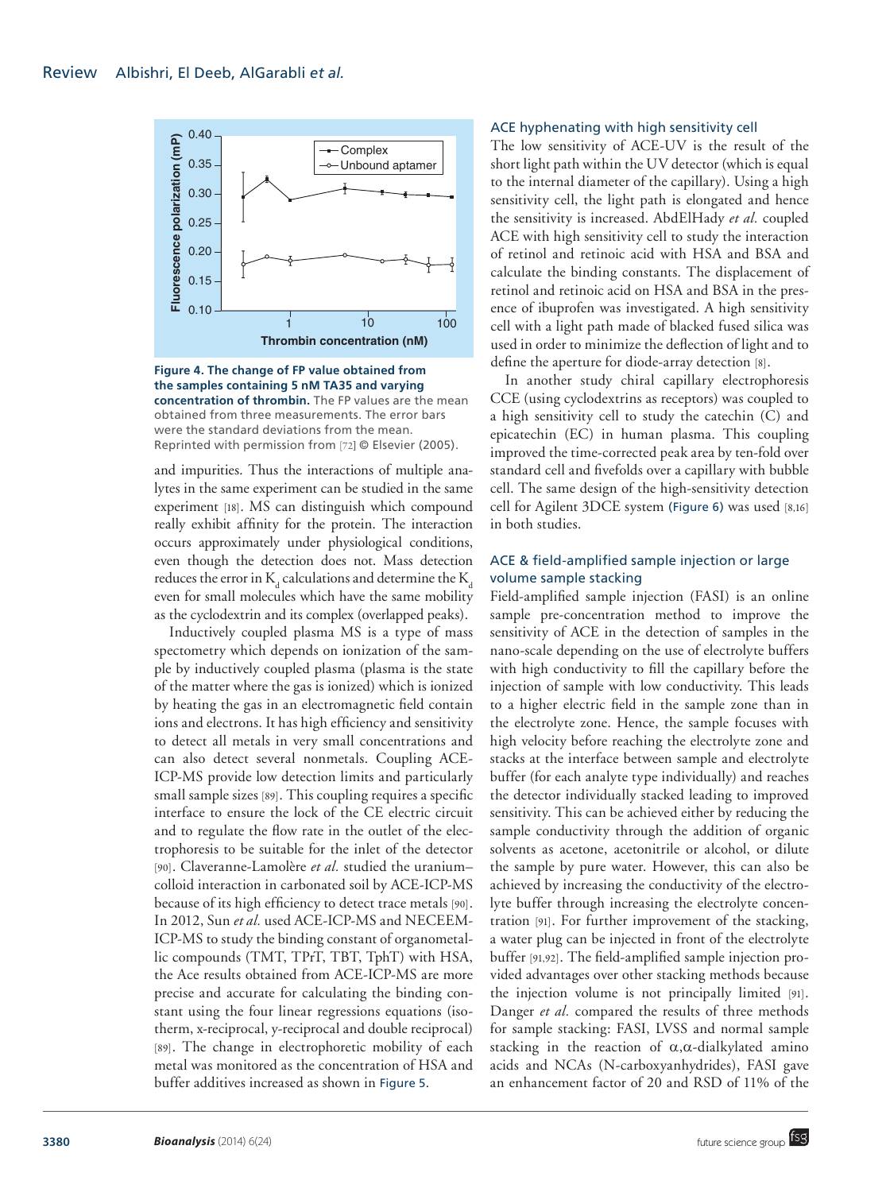Figure 4. The change of FP value obtained from the samples containing 5 nM TA35 and varying concentration of thrombin. The FP values are the mean obtained from three measurements. The error bars were the standard deviations from the mean.

Reprinted with permission from [72] © Elsevier (2005).

and impurities. Thus the interactions of multiple analytes in the same experiment can be studied in the same experiment [18]. MS can distinguish which compound really exhibit affinity for the protein. The interaction occurs approximately under physiological conditions, even though the detection does not. Mass detection reduces the error in $K_d$ calculations and determine the $K_d$ even for small molecules which have the same mobility as the cyclodextrin and its complex (overlapped peaks).

Inductively coupled plasma MS is a type of mass spectometry which depends on ionization of the sample by inductively coupled plasma (plasma is the state of the matter where the gas is ionized) which is ionized by heating the gas in an electromagnetic field contain ions and electrons. It has high efficiency and sensitivity to detect all metals in very small concentrations and can also detect several nonmetals. Coupling ACE-ICP-MS provide low detection limits and particularly small sample sizes [89]. This coupling requires a specific interface to ensure the lock of the CE electric circuit and to regulate the flow rate in the outlet of the electrophoresis to be suitable for the inlet of the detector [90]. Claveranne-Lamolère *et al.* studied the uranium–colloid interaction in carbonated soil by ACE-ICP-MS because of its high efficiency to detect trace metals [90]. In 2012, Sun *et al.* used ACE-ICP-MS and NECEEM-ICP-MS to study the binding constant of organometallic compounds (TMT, TPrT, TBT, TphT) with HSA, the Ace results obtained from ACE-ICP-MS are more precise and accurate for calculating the binding constant using the four linear regressions equations (isotherm, x-reciprocal, y-reciprocal and double reciprocal) [89]. The change in electrophoretic mobility of each metal was monitored as the concentration of HSA and buffer additives increased as shown in Figure 5.

## ACE hyphenating with high sensitivity cell

The low sensitivity of ACE-UV is the result of the short light path within the UV detector (which is equal to the internal diameter of the capillary). Using a high sensitivity cell, the light path is elongated and hence the sensitivity is increased. AbdElHady *et al.* coupled ACE with high sensitivity cell to study the interaction of retinol and retinoic acid with HSA and BSA and calculate the binding constants. The displacement of retinol and retinoic acid on HSA and BSA in the presence of ibuprofen was investigated. A high sensitivity cell with a light path made of blacked fused silica was used in order to minimize the deflection of light and to define the aperture for diode-array detection [8].

In another study chiral capillary electrophoresis CCE (using cyclodextrins as receptors) was coupled to a high sensitivity cell to study the catechin (C) and epicatechin (EC) in human plasma. This coupling improved the time-corrected peak area by ten-fold over standard cell and fivefolds over a capillary with bubble cell. The same design of the high-sensitivity detection cell for Agilent 3DCE system (Figure 6) was used [8,16] in both studies.

## ACE & field-amplified sample injection or large volume sample stacking

Field-amplified sample injection (FASI) is an online sample pre-concentration method to improve the sensitivity of ACE in the detection of samples in the nano-scale depending on the use of electrolyte buffers with high conductivity to fill the capillary before the injection of sample with low conductivity. This leads to a higher electric field in the sample zone than in the electrolyte zone. Hence, the sample focuses with high velocity before reaching the electrolyte zone and stacks at the interface between sample and electrolyte buffer (for each analyte type individually) and reaches the detector individually stacked leading to improved sensitivity. This can be achieved either by reducing the sample conductivity through the addition of organic solvents as acetone, acetonitrile or alcohol, or dilute the sample by pure water. However, this can also be achieved by increasing the conductivity of the electrolyte buffer through increasing the electrolyte concentration [91]. For further improvement of the stacking, a water plug can be injected in front of the electrolyte buffer [91,92]. The field-amplified sample injection provided advantages over other stacking methods because the injection volume is not principally limited [91]. Danger *et al.* compared the results of three methods for sample stacking: FASI, LVSS and normal sample stacking in the reaction of α,α-dialkylated amino acids and NCAs (N-carboxyanhydrides), FASI gave an enhancement factor of 20 and RSD of 11% of the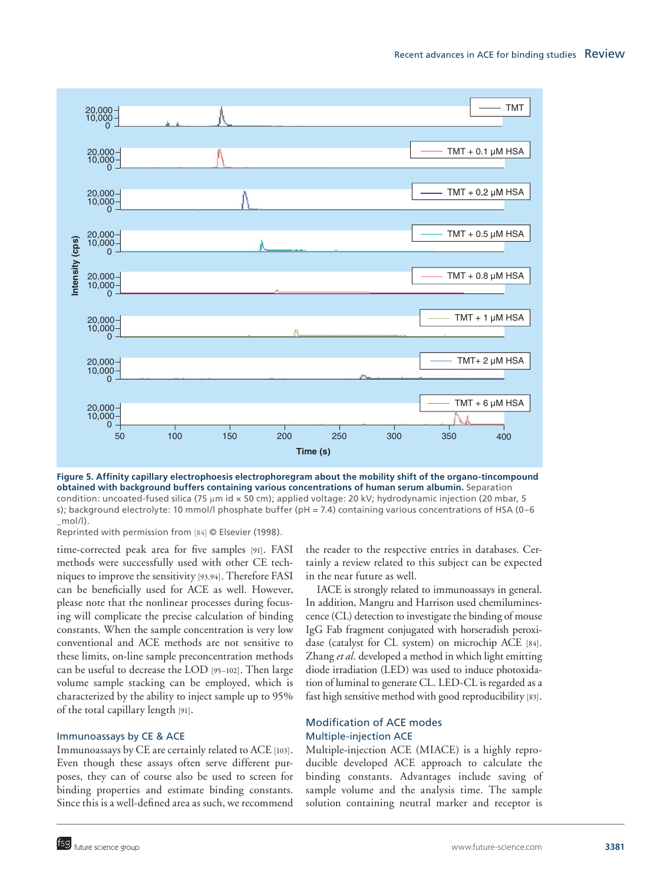**Figure 5. Affinity capillary electrophoesis electrophoregram about the mobility shift of the organo-tincompound obtained with background buffers containing various concentrations of human serum albumin.** Separation condition: uncoated-fused silica (75 μm id × 50 cm); applied voltage: 20 kV; hydrodynamic injection (20 mbar, 5 s); background electrolyte: 10 mmol/l phosphate buffer (pH = 7.4) containing various concentrations of HSA (0–6 _mol/l).

Reprinted with permission from [84] © Elsevier (1998).

time-corrected peak area for five samples [91]. FASI methods were successfully used with other CE techniques to improve the sensitivity [93,94]. Therefore FASI can be beneficially used for ACE as well. However, please note that the nonlinear processes during focusing will complicate the precise calculation of binding constants. When the sample concentration is very low conventional and ACE methods are not sensitive to these limits, on-line sample preconcentration methods can be useful to decrease the LOD [95–102]. Then large volume sample stacking can be employed, which is characterized by the ability to inject sample up to 95% of the total capillary length [91].

### Immunoassays by CE & ACE

Immunoassays by CE are certainly related to ACE [103]. Even though these assays often serve different purposes, they can of course also be used to screen for binding properties and estimate binding constants. Since this is a well-defined area as such, we recommend the reader to the respective entries in databases. Certainly a review related to this subject can be expected in the near future as well.

IACE is strongly related to immunoassays in general. In addition, Mangru and Harrison used chemiluminescence (CL) detection to investigate the binding of mouse IgG Fab fragment conjugated with horseradish peroxidase (catalyst for CL system) on microchip ACE [84]. Zhang *et al.* developed a method in which light emitting diode irradiation (LED) was used to induce photoxidation of luminal to generate CL. LED-CL is regarded as a fast high sensitive method with good reproducibility [83].

## Modification of ACE modes

### Multiple-injection ACE

Multiple-injection ACE (MIACE) is a highly reproducible developed ACE approach to calculate the binding constants. Advantages include saving of sample volume and the analysis time. The sample solution containing neutral marker and receptor is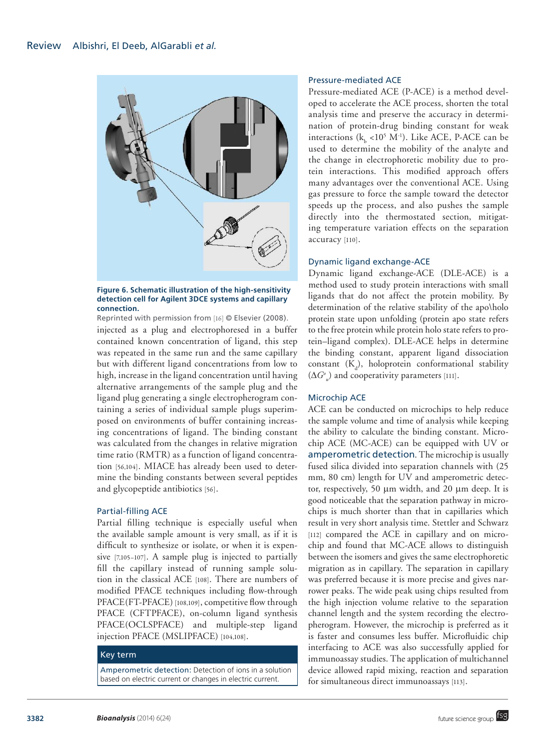Figure 6. Schematic illustration of the high-sensitivity detection cell for Agilent 3DCE systems and capillary connection.

Reprinted with permission from [16] © Elsevier (2008).

injected as a plug and electrophoresed in a buffer contained known concentration of ligand, this step was repeated in the same run and the same capillary but with different ligand concentrations from low to high, increase in the ligand concentration until having alternative arrangements of the sample plug and the ligand plug generating a single electropherogram containing a series of individual sample plugs superimposed on environments of buffer containing increasing concentrations of ligand. The binding constant was calculated from the changes in relative migration time ratio (RMTR) as a function of ligand concentration [56,104]. MIACE has already been used to determine the binding constants between several peptides and glycopeptide antibiotics [56].

### Partial-filling ACE

Partial filling technique is especially useful when the available sample amount is very small, as if it is difficult to synthesize or isolate, or when it is expensive [7,105–107]. A sample plug is injected to partially fill the capillary instead of running sample solution in the classical ACE [108]. There are numbers of modified PFACE techniques including flow-through PFACE(FT-PFACE) [108,109], competitive flow through PFACE (CFTPFACE), on-column ligand synthesis PFACE(OCLSPFACE) and multiple-step ligand injection PFACE (MSLIPFACE) [104,108].

> **Key term**
>
> **Amperometric detection:** Detection of ions in a solution based on electric current or changes in electric current.

### Pressure-mediated ACE

Pressure-mediated ACE (P-ACE) is a method developed to accelerate the ACE process, shorten the total analysis time and preserve the accuracy in determination of protein-drug binding constant for weak interactions ($k_b$ <$10^5$ $M^{-1}$). Like ACE, P-ACE can be used to determine the mobility of the analyte and the change in electrophoretic mobility due to protein interactions. This modified approach offers many advantages over the conventional ACE. Using gas pressure to force the sample toward the detector speeds up the process, and also pushes the sample directly into the thermostated section, mitigating temperature variation effects on the separation accuracy [110].

### Dynamic ligand exchange-ACE

Dynamic ligand exchange-ACE (DLE-ACE) is a method used to study protein interactions with small ligands that do not affect the protein mobility. By determination of the relative stability of the apo\holo protein state upon unfolding (protein apo state refers to the free protein while protein holo state refers to protein–ligand complex). DLE-ACE helps in determine the binding constant, apparent ligand dissociation constant ($K_d$), holoprotein conformational stability ($\Delta G^{o}_{u}$) and cooperativity parameters [111].

### Microchip ACE

ACE can be conducted on microchips to help reduce the sample volume and time of analysis while keeping the ability to calculate the binding constant. Microchip ACE (MC-ACE) can be equipped with UV or **amperometric detection**. The microchip is usually fused silica divided into separation channels with (25 mm, 80 cm) length for UV and amperometric detector, respectively, 50 µm width, and 20 µm deep. It is good noticeable that the separation pathway in microchips is much shorter than that in capillaries which result in very short analysis time. Stettler and Schwarz [112] compared the ACE in capillary and on microchip and found that MC-ACE allows to distinguish between the isomers and gives the same electrophoretic migration as in capillary. The separation in capillary was preferred because it is more precise and gives narrower peaks. The wide peak using chips resulted from the high injection volume relative to the separation channel length and the system recording the electropherogram. However, the microchip is preferred as it is faster and consumes less buffer. Microfluidic chip interfacing to ACE was also successfully applied for immunoassay studies. The application of multichannel device allowed rapid mixing, reaction and separation for simultaneous direct immunoassays [113].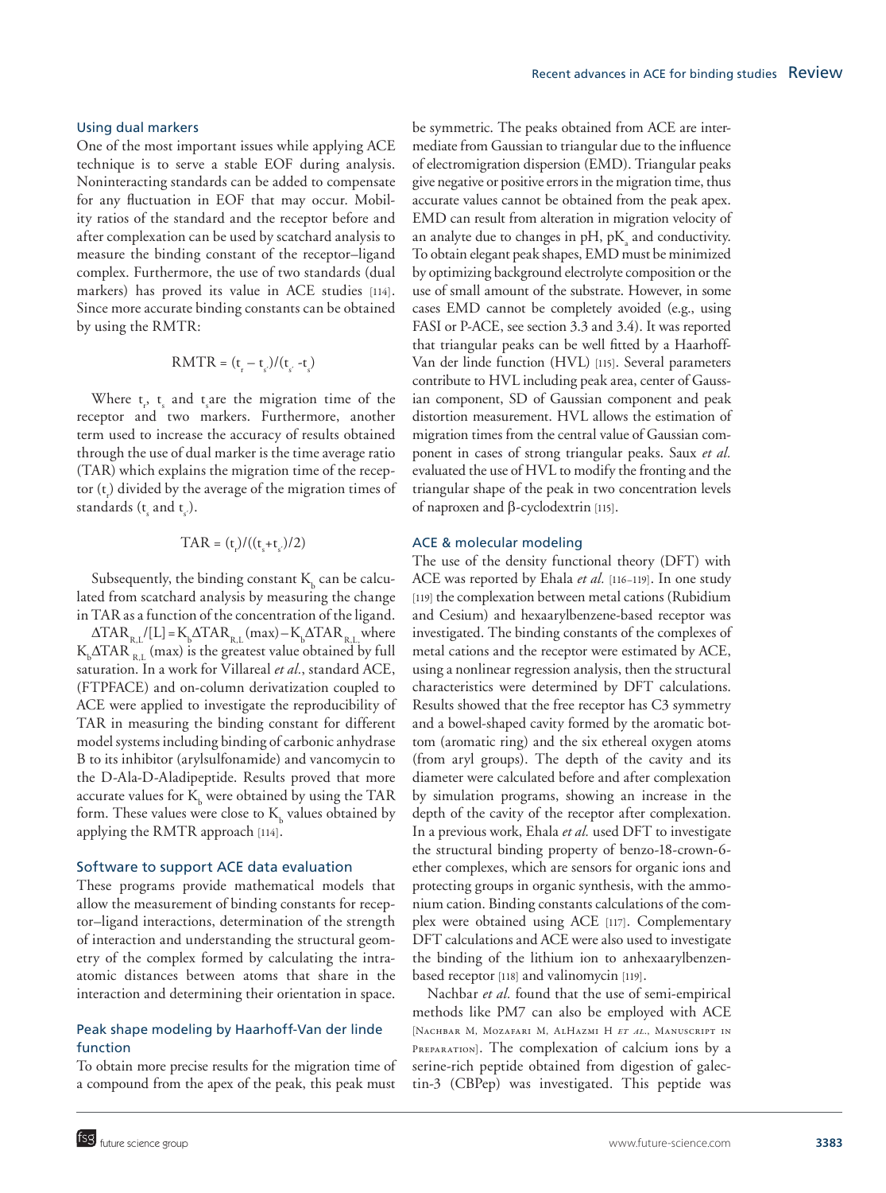### Using dual markers

One of the most important issues while applying ACE technique is to serve a stable EOF during analysis. Noninteracting standards can be added to compensate for any fluctuation in EOF that may occur. Mobility ratios of the standard and the receptor before and after complexation can be used by scatchard analysis to measure the binding constant of the receptor–ligand complex. Furthermore, the use of two standards (dual markers) has proved its value in ACE studies [114]. Since more accurate binding constants can be obtained by using the RMTR:

$$\mathrm{RMTR} = (t_r - t_s)/(t_{s'} - t_s)$$

Where $t_r$, $t_s$ and $t_{s'}$ are the migration time of the receptor and two markers. Furthermore, another term used to increase the accuracy of results obtained through the use of dual marker is the time average ratio (TAR) which explains the migration time of the receptor ($t_r$) divided by the average of the migration times of standards ($t_s$ and $t_{s'}$).

$$\mathrm{TAR} = (t_r)/((t_s + t_{s'})/2)$$

Subsequently, the binding constant $K_b$ can be calculated from scatchard analysis by measuring the change in TAR as a function of the concentration of the ligand. $\Delta TAR_{R,L}/[L] = K_b \Delta TAR_{R,L}(\max) - K_b \Delta TAR_{R,L}$, where $K_b \Delta TAR_{R,L}(\max)$ is the greatest value obtained by full saturation. In a work for Villareal *et al.*, standard ACE, (FTPFACE) and on-column derivatization coupled to ACE were applied to investigate the reproducibility of TAR in measuring the binding constant for different model systems including binding of carbonic anhydrase B to its inhibitor (arylsulfonamide) and vancomycin to the D-Ala-D-Aladipeptide. Results proved that more accurate values for $K_b$ were obtained by using the TAR form. These values were close to $K_b$ values obtained by applying the RMTR approach [114].

### Software to support ACE data evaluation

These programs provide mathematical models that allow the measurement of binding constants for receptor–ligand interactions, determination of the strength of interaction and understanding the structural geometry of the complex formed by calculating the intra-atomic distances between atoms that share in the interaction and determining their orientation in space.

### Peak shape modeling by Haarhoff-Van der linde function

To obtain more precise results for the migration time of a compound from the apex of the peak, this peak must be symmetric. The peaks obtained from ACE are intermediate from Gaussian to triangular due to the influence of electromigration dispersion (EMD). Triangular peaks give negative or positive errors in the migration time, thus accurate values cannot be obtained from the peak apex. EMD can result from alteration in migration velocity of an analyte due to changes in pH, $pK_a$ and conductivity. To obtain elegant peak shapes, EMD must be minimized by optimizing background electrolyte composition or the use of small amount of the substrate. However, in some cases EMD cannot be completely avoided (e.g., using FASI or P-ACE, see section 3.3 and 3.4). It was reported that triangular peaks can be well fitted by a Haarhoff-Van der linde function (HVL) [115]. Several parameters contribute to HVL including peak area, center of Gaussian component, SD of Gaussian component and peak distortion measurement. HVL allows the estimation of migration times from the central value of Gaussian component in cases of strong triangular peaks. Saux *et al.* evaluated the use of HVL to modify the fronting and the triangular shape of the peak in two concentration levels of naproxen and β-cyclodextrin [115].

### ACE & molecular modeling

The use of the density functional theory (DFT) with ACE was reported by Ehala *et al.* [116–119]. In one study [119] the complexation between metal cations (Rubidium and Cesium) and hexaarylbenzene-based receptor was investigated. The binding constants of the complexes of metal cations and the receptor were estimated by ACE, using a nonlinear regression analysis, then the structural characteristics were determined by DFT calculations. Results showed that the free receptor has C3 symmetry and a bowel-shaped cavity formed by the aromatic bottom (aromatic ring) and the six ethereal oxygen atoms (from aryl groups). The depth of the cavity and its diameter were calculated before and after complexation by simulation programs, showing an increase in the depth of the cavity of the receptor after complexation. In a previous work, Ehala *et al.* used DFT to investigate the structural binding property of benzo-18-crown-6-ether complexes, which are sensors for organic ions and protecting groups in organic synthesis, with the ammonium cation. Binding constants calculations of the complex were obtained using ACE [117]. Complementary DFT calculations and ACE were also used to investigate the binding of the lithium ion to anhexaarylbenzen-based receptor [118] and valinomycin [119].

Nachbar *et al.* found that the use of semi-empirical methods like PM7 can also be employed with ACE [Nachbar M, Mozafari M, AlHazmi H *et al.*, Manuscript in Preparation]. The complexation of calcium ions by a serine-rich peptide obtained from digestion of galectin-3 (CBPep) was investigated. This peptide was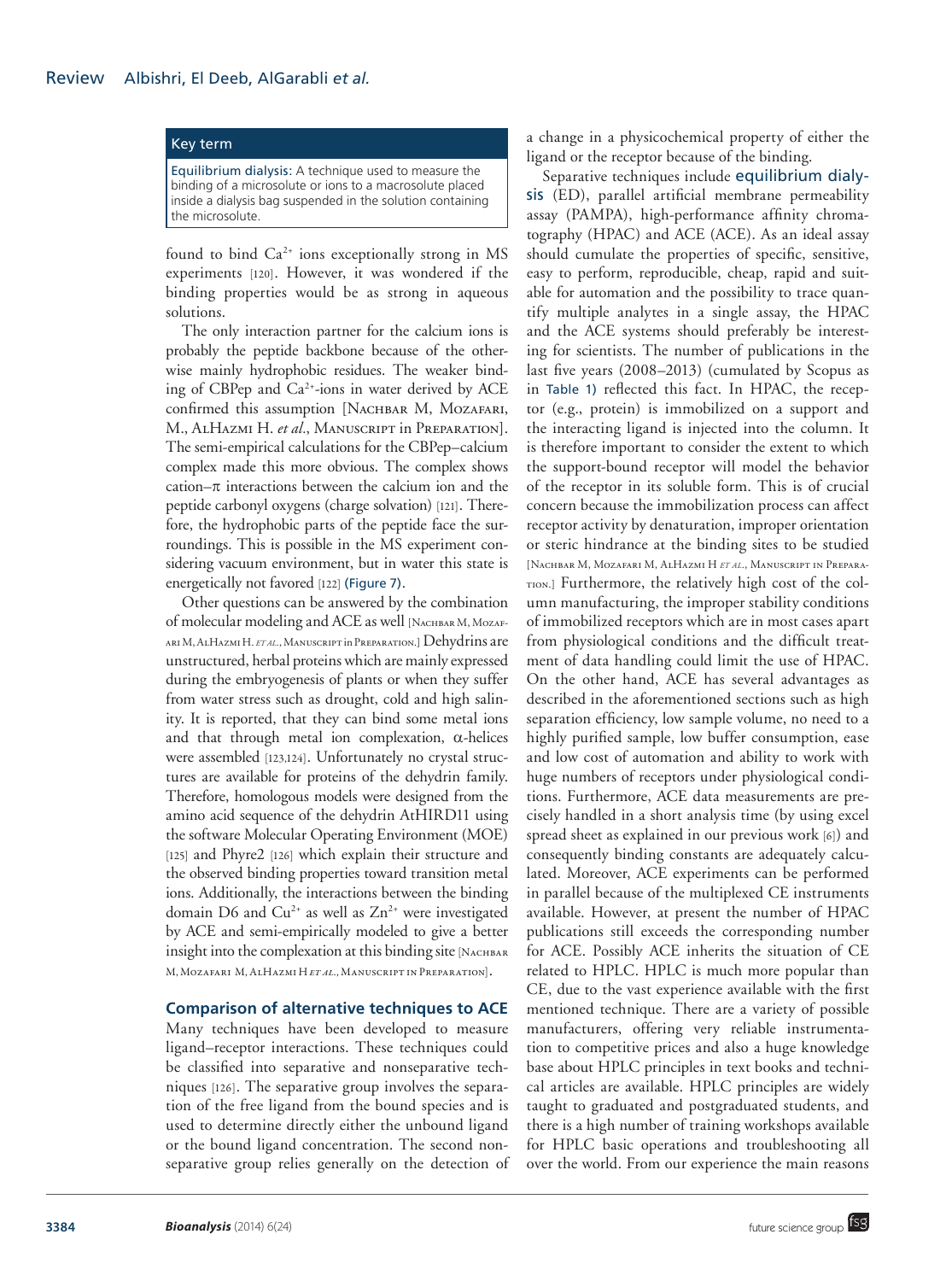> **Key term**
>
> **Equilibrium dialysis:** A technique used to measure the binding of a microsolute or ions to a macrosolute placed inside a dialysis bag suspended in the solution containing the microsolute.

found to bind $Ca^{2+}$ ions exceptionally strong in MS experiments [120]. However, it was wondered if the binding properties would be as strong in aqueous solutions.

The only interaction partner for the calcium ions is probably the peptide backbone because of the otherwise mainly hydrophobic residues. The weaker binding of CBPep and $Ca^{2+}$-ions in water derived by ACE confirmed this assumption [Nachbar M, Mozafari, M., AlHazmi H. *et al.*, Manuscript in Preparation]. The semi-empirical calculations for the CBPep–calcium complex made this more obvious. The complex shows cation–π interactions between the calcium ion and the peptide carbonyl oxygens (charge solvation) [121]. Therefore, the hydrophobic parts of the peptide face the surroundings. This is possible in the MS experiment considering vacuum environment, but in water this state is energetically not favored [122] (Figure 7).

Other questions can be answered by the combination of molecular modeling and ACE as well [Nachbar M, Mozafari M, AlHazmi H. *et al.*, Manuscript in Preparation.] Dehydrins are unstructured, herbal proteins which are mainly expressed during the embryogenesis of plants or when they suffer from water stress such as drought, cold and high salinity. It is reported, that they can bind some metal ions and that through metal ion complexation, α-helices were assembled [123,124]. Unfortunately no crystal structures are available for proteins of the dehydrin family. Therefore, homologous models were designed from the amino acid sequence of the dehydrin AtHIRD11 using the software Molecular Operating Environment (MOE) [125] and Phyre2 [126] which explain their structure and the observed binding properties toward transition metal ions. Additionally, the interactions between the binding domain D6 and $Cu^{2+}$ as well as $Zn^{2+}$ were investigated by ACE and semi-empirically modeled to give a better insight into the complexation at this binding site [Nachbar M, Mozafari M, AlHazmi H *et al.*, Manuscript in Preparation].

## Comparison of alternative techniques to ACE

Many techniques have been developed to measure ligand–receptor interactions. These techniques could be classified into separative and nonseparative techniques [126]. The separative group involves the separation of the free ligand from the bound species and is used to determine directly either the unbound ligand or the bound ligand concentration. The second nonseparative group relies generally on the detection of a change in a physicochemical property of either the ligand or the receptor because of the binding.

Separative techniques include equilibrium dialysis (ED), parallel artificial membrane permeability assay (PAMPA), high-performance affinity chromatography (HPAC) and ACE (ACE). As an ideal assay should cumulate the properties of specific, sensitive, easy to perform, reproducible, cheap, rapid and suitable for automation and the possibility to trace quantify multiple analytes in a single assay, the HPAC and the ACE systems should preferably be interesting for scientists. The number of publications in the last five years (2008–2013) (cumulated by Scopus as in Table 1) reflected this fact. In HPAC, the receptor (e.g., protein) is immobilized on a support and the interacting ligand is injected into the column. It is therefore important to consider the extent to which the support-bound receptor will model the behavior of the receptor in its soluble form. This is of crucial concern because the immobilization process can affect receptor activity by denaturation, improper orientation or steric hindrance at the binding sites to be studied [Nachbar M, Mozafari M, AlHazmi H *et al.*, Manuscript in Preparation.] Furthermore, the relatively high cost of the column manufacturing, the improper stability conditions of immobilized receptors which are in most cases apart from physiological conditions and the difficult treatment of data handling could limit the use of HPAC. On the other hand, ACE has several advantages as described in the aforementioned sections such as high separation efficiency, low sample volume, no need to a highly purified sample, low buffer consumption, ease and low cost of automation and ability to work with huge numbers of receptors under physiological conditions. Furthermore, ACE data measurements are precisely handled in a short analysis time (by using excel spread sheet as explained in our previous work [6]) and consequently binding constants are adequately calculated. Moreover, ACE experiments can be performed in parallel because of the multiplexed CE instruments available. However, at present the number of HPAC publications still exceeds the corresponding number for ACE. Possibly ACE inherits the situation of CE related to HPLC. HPLC is much more popular than CE, due to the vast experience available with the first mentioned technique. There are a variety of possible manufacturers, offering very reliable instrumentation to competitive prices and also a huge knowledge base about HPLC principles in text books and technical articles are available. HPLC principles are widely taught to graduated and postgraduated students, and there is a high number of training workshops available for HPLC basic operations and troubleshooting all over the world. From our experience the main reasons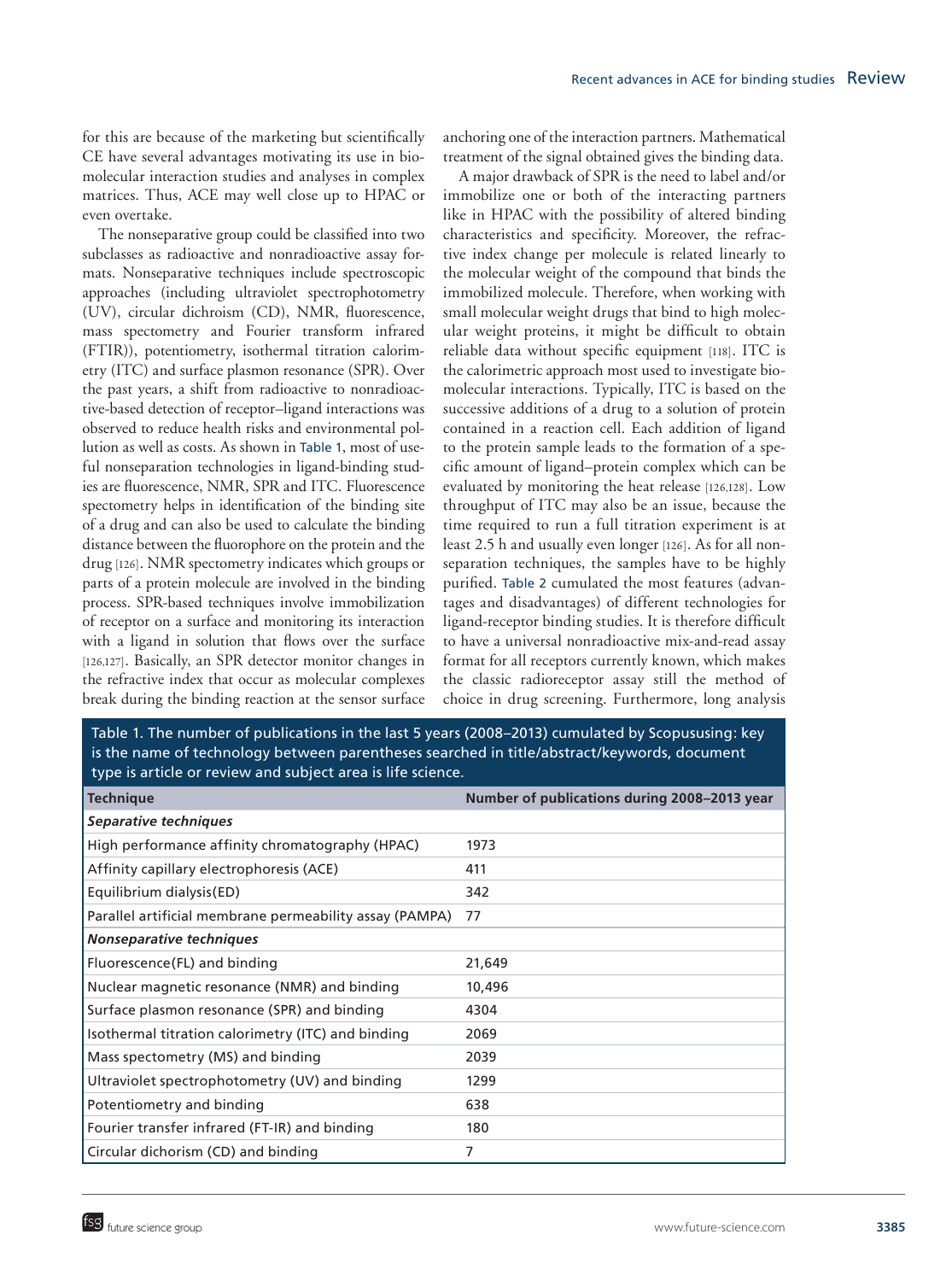for this are because of the marketing but scientifically CE have several advantages motivating its use in biomolecular interaction studies and analyses in complex matrices. Thus, ACE may well close up to HPAC or even overtake.

The nonseparative group could be classified into two subclasses as radioactive and nonradioactive assay formats. Nonseparative techniques include spectroscopic approaches (including ultraviolet spectrophotometry (UV), circular dichroism (CD), NMR, fluorescence, mass spectometry and Fourier transform infrared (FTIR)), potentiometry, isothermal titration calorimetry (ITC) and surface plasmon resonance (SPR). Over the past years, a shift from radioactive to nonradioactive-based detection of receptor–ligand interactions was observed to reduce health risks and environmental pollution as well as costs. As shown in Table 1, most of useful nonseparation technologies in ligand-binding studies are fluorescence, NMR, SPR and ITC. Fluorescence spectrometry helps in identification of the binding site of a drug and can also be used to calculate the binding distance between the fluorophore on the protein and the drug [126]. NMR spectometry indicates which groups or parts of a protein molecule are involved in the binding process. SPR-based techniques involve immobilization of receptor on a surface and monitoring its interaction with a ligand in solution that flows over the surface [126,127]. Basically, an SPR detector monitor changes in the refractive index that occur as molecular complexes break during the binding reaction at the sensor surface anchoring one of the interaction partners. Mathematical treatment of the signal obtained gives the binding data.

A major drawback of SPR is the need to label and/or immobilize one or both of the interacting partners like in HPAC with the possibility of altered binding characteristics and specificity. Moreover, the refractive index change per molecule is related linearly to the molecular weight of the compound that binds the immobilized molecule. Therefore, when working with small molecular weight drugs that bind to high molecular weight proteins, it might be difficult to obtain reliable data without specific equipment [118]. ITC is the calorimetric approach most used to investigate biomolecular interactions. Typically, ITC is based on the successive additions of a drug to a solution of protein contained in a reaction cell. Each addition of ligand to the protein sample leads to the formation of a specific amount of ligand–protein complex which can be evaluated by monitoring the heat release [126,128]. Low throughput of ITC may also be an issue, because the time required to run a full titration experiment is at least 2.5 h and usually even longer [126]. As for all nonseparation techniques, the samples have to be highly purified. Table 2 cumulated the most features (advantages and disadvantages) of different technologies for ligand-receptor binding studies. It is therefore difficult to have a universal nonradioactive mix-and-read assay format for all receptors currently known, which makes the classic radioreceptor assay still the method of choice in drug screening. Furthermore, long analysis

Table 1. The number of publications in the last 5 years (2008–2013) cumulated by Scopususing: key is the name of technology between parentheses searched in title/abstract/keywords, document type is article or review and subject area is life science.

| Technique | Number of publications during 2008–2013 year |
|---|---|
| ***Separative techniques*** | |
| High performance affinity chromatography (HPAC) | 1973 |
| Affinity capillary electrophoresis (ACE) | 411 |
| Equilibrium dialysis(ED) | 342 |
| Parallel artificial membrane permeability assay (PAMPA) | 77 |
| ***Nonseparative techniques*** | |
| Fluorescence(FL) and binding | 21,649 |
| Nuclear magnetic resonance (NMR) and binding | 10,496 |
| Surface plasmon resonance (SPR) and binding | 4304 |
| Isothermal titration calorimetry (ITC) and binding | 2069 |
| Mass spectometry (MS) and binding | 2039 |
| Ultraviolet spectrophotometry (UV) and binding | 1299 |
| Potentiometry and binding | 638 |
| Fourier transfer infrared (FT-IR) and binding | 180 |
| Circular dichorism (CD) and binding | 7 |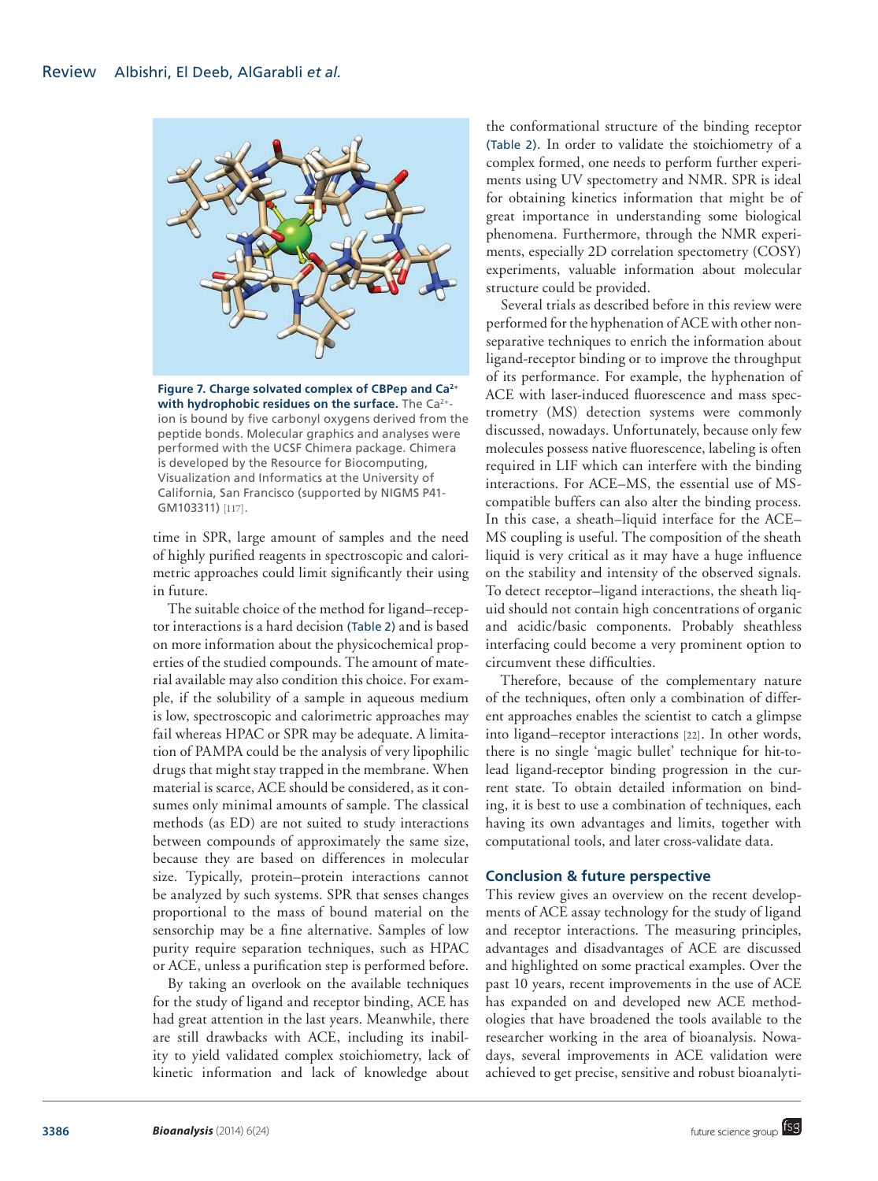**Figure 7. Charge solvated complex of CBPep and $Ca^{2+}$ with hydrophobic residues on the surface.** The $Ca^{2+}$-ion is bound by five carbonyl oxygens derived from the peptide bonds. Molecular graphics and analyses were performed with the UCSF Chimera package. Chimera is developed by the Resource for Biocomputing, Visualization and Informatics at the University of California, San Francisco (supported by NIGMS P41-GM103311) [117].

time in SPR, large amount of samples and the need of highly purified reagents in spectroscopic and calorimetric approaches could limit significantly their using in future.

The suitable choice of the method for ligand–receptor interactions is a hard decision (Table 2) and is based on more information about the physicochemical properties of the studied compounds. The amount of material available may also condition this choice. For example, if the solubility of a sample in aqueous medium is low, spectroscopic and calorimetric approaches may fail whereas HPAC or SPR may be adequate. A limitation of PAMPA could be the analysis of very lipophilic drugs that might stay trapped in the membrane. When material is scarce, ACE should be considered, as it consumes only minimal amounts of sample. The classical methods (as ED) are not suited to study interactions between compounds of approximately the same size, because they are based on differences in molecular size. Typically, protein–protein interactions cannot be analyzed by such systems. SPR that senses changes proportional to the mass of bound material on the sensorchip may be a fine alternative. Samples of low purity require separation techniques, such as HPAC or ACE, unless a purification step is performed before.

By taking an overlook on the available techniques for the study of ligand and receptor binding, ACE has had great attention in the last years. Meanwhile, there are still drawbacks with ACE, including its inability to yield validated complex stoichiometry, lack of kinetic information and lack of knowledge about the conformational structure of the binding receptor (Table 2). In order to validate the stoichiometry of a complex formed, one needs to perform further experiments using UV spectometry and NMR. SPR is ideal for obtaining kinetics information that might be of great importance in understanding some biological phenomena. Furthermore, through the NMR experiments, especially 2D correlation spectometry (COSY) experiments, valuable information about molecular structure could be provided.

Several trials as described before in this review were performed for the hyphenation of ACE with other non-separative techniques to enrich the information about ligand-receptor binding or to improve the throughput of its performance. For example, the hyphenation of ACE with laser-induced fluorescence and mass spectrometry (MS) detection systems were commonly discussed, nowadays. Unfortunately, because only few molecules possess native fluorescence, labeling is often required in LIF which can interfere with the binding interactions. For ACE–MS, the essential use of MS-compatible buffers can also alter the binding process. In this case, a sheath–liquid interface for the ACE–MS coupling is useful. The composition of the sheath liquid is very critical as it may have a huge influence on the stability and intensity of the observed signals. To detect receptor–ligand interactions, the sheath liquid should not contain high concentrations of organic and acidic/basic components. Probably sheathless interfacing could become a very prominent option to circumvent these difficulties.

Therefore, because of the complementary nature of the techniques, often only a combination of different approaches enables the scientist to catch a glimpse into ligand–receptor interactions [22]. In other words, there is no single 'magic bullet' technique for hit-to-lead ligand-receptor binding progression in the current state. To obtain detailed information on binding, it is best to use a combination of techniques, each having its own advantages and limits, together with computational tools, and later cross-validate data.

## Conclusion & future perspective

This review gives an overview on the recent developments of ACE assay technology for the study of ligand and receptor interactions. The measuring principles, advantages and disadvantages of ACE are discussed and highlighted on some practical examples. Over the past 10 years, recent improvements in the use of ACE has expanded on and developed new ACE methodologies that have broadened the tools available to the researcher working in the area of bioanalysis. Nowadays, several improvements in ACE validation were achieved to get precise, sensitive and robust bioanalyti-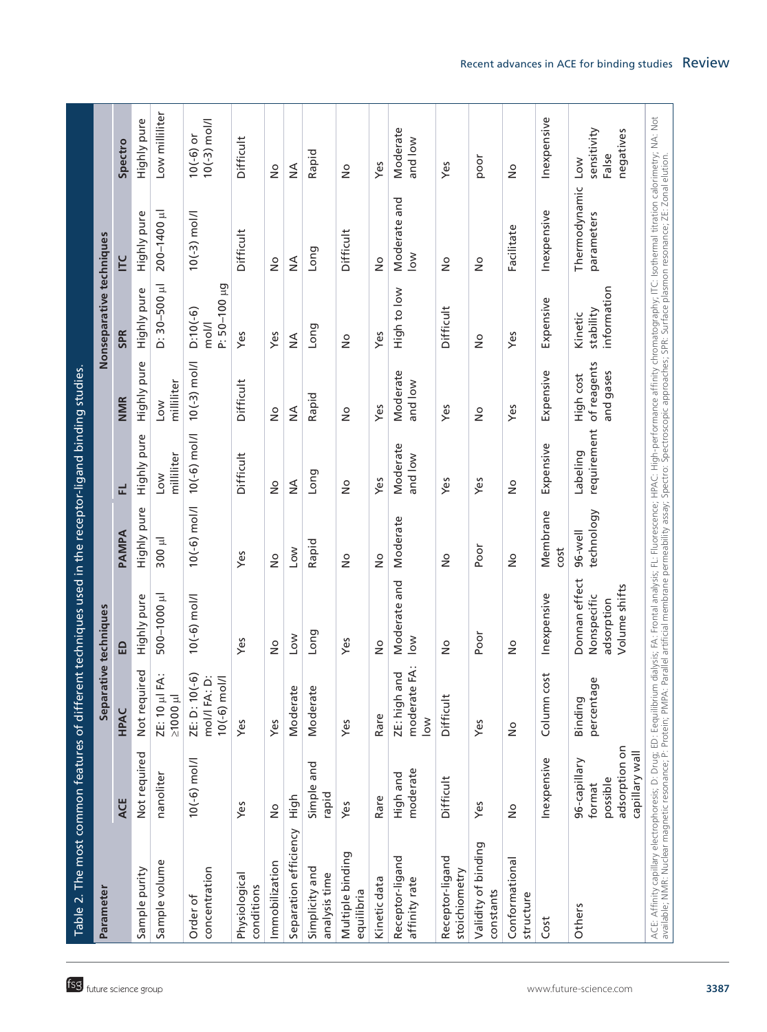Table 2. The most common features of different techniques used in the receptor-ligand binding studies.

| Parameter | Separative techniques | | | | Nonseparative techniques | | | | |
|---|---|---|---|---|---|---|---|---|---|
| | ACE | HPAC | ED | PAMPA | FL | NMR | SPR | ITC | Spectro |
| Sample purity | Not required | Not required | Highly pure | Highly pure | Highly pure | Highly pure | Highly pure | Highly pure | Highly pure |
| Sample volume | nanoliter | ZE: 10 µl FA: ≥1000 µl | 500–1000 µl | 300 µl | Low milliliter | Low milliliter | D: 30–500 µl | 200–1400 µl | Low milliliter |
| Order of concentration | 10(-6) mol/l | ZE: D: 10(-6) mol/l FA: D: 10(-6) mol/l | 10(-6) mol/l | 10(-6) mol/l | 10(-6) mol/l | 10(-3) mol/l | D:10(-6) mol/l P: 50–100 µg | 10(-3) mol/l | 10(-6) or 10(-3) mol/l |
| Physiological conditions | Yes | Yes | Yes | Yes | Difficult | Difficult | Yes | Difficult | Difficult |
| Immobilization | No | Yes | No | No | No | No | Yes | No | No |
| Separation efficiency | High | Moderate | Low | Low | NA | NA | NA | NA | NA |
| Simplicity and analysis time | Simple and rapid | Moderate | Long | Rapid | Long | Rapid | Long | Long | Rapid |
| Multiple binding equilibria | Yes | Yes | Yes | No | No | No | No | Difficult | No |
| Kinetic data | Rare | Rare | No | No | Yes | Yes | Yes | No | Yes |
| Receptor-ligand affinity rate | High and moderate | ZE: high and moderate FA: low | Moderate and low | Moderate | Moderate and low | Moderate and low | High to low | Moderate and low | Moderate and low |
| Receptor-ligand stoichiometry | Difficult | Difficult | No | No | Yes | Yes | Difficult | No | Yes |
| Validity of binding constants | Yes | Yes | Poor | Poor | Yes | No | No | No | poor |
| Conformational structure | No | No | No | No | No | Yes | Yes | Facilitate | No |
| Cost | Inexpensive | Column cost | Inexpensive | Membrane cost | Expensive | Expensive | Expensive | Inexpensive | Inexpensive |
| Others | 96-capillary format possible adsorption on capillary wall | Binding percentage | Donnan effect Nonspecific adsorption Volume shifts | 96-well technology | Labeling requirement | High cost of reagents and gases | Kinetic stability information | Thermodynamic parameters | Low sensitivity False negatives |

ACE: Affinity capillary electrophoresis; D: Drug; ED: Eequilibrium dialysis; FA: Frontal analysis; FL: Fluorescence; HPAC: High-performance affinity chromatography; ITC: Isothermal titration calorimetry; NA: Not available; NMR: Nuclear magnetic resonance; P: Protein; PMPA: Parallel artificial membrane permeability assay; Spectro: Spectroscopic approaches; SPR: Surface plasmon resonance; ZE: Zonal elution.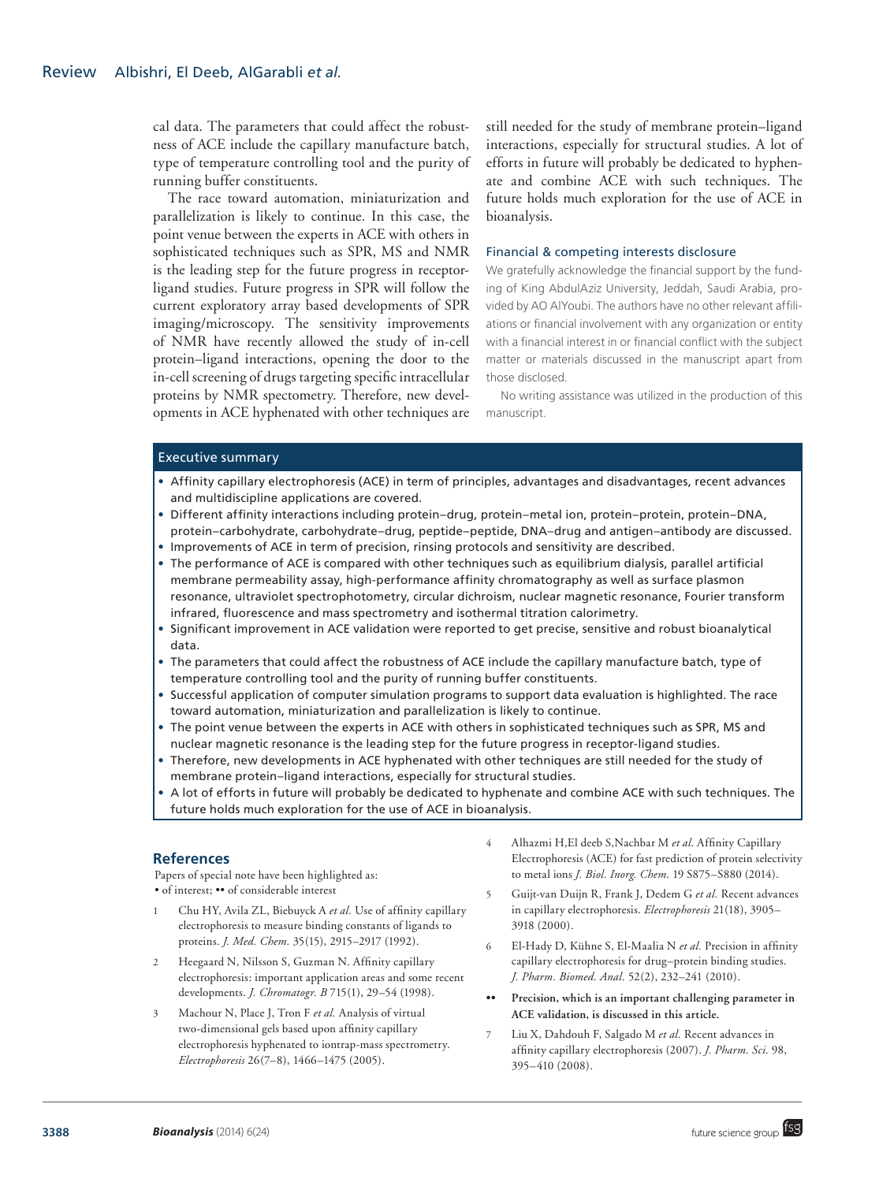cal data. The parameters that could affect the robustness of ACE include the capillary manufacture batch, type of temperature controlling tool and the purity of running buffer constituents.

The race toward automation, miniaturization and parallelization is likely to continue. In this case, the point venue between the experts in ACE with others in sophisticated techniques such as SPR, MS and NMR is the leading step for the future progress in receptor-ligand studies. Future progress in SPR will follow the current exploratory array based developments of SPR imaging/microscopy. The sensitivity improvements of NMR have recently allowed the study of in-cell protein–ligand interactions, opening the door to the in-cell screening of drugs targeting specific intracellular proteins by NMR spectometry. Therefore, new developments in ACE hyphenated with other techniques are still needed for the study of membrane protein–ligand interactions, especially for structural studies. A lot of efforts in future will probably be dedicated to hyphenate and combine ACE with such techniques. The future holds much exploration for the use of ACE in bioanalysis.

### Financial & competing interests disclosure

We gratefully acknowledge the financial support by the funding of King AbdulAziz University, Jeddah, Saudi Arabia, provided by AO AlYoubi. The authors have no other relevant affiliations or financial involvement with any organization or entity with a financial interest in or financial conflict with the subject matter or materials discussed in the manuscript apart from those disclosed.

No writing assistance was utilized in the production of this manuscript.

### Executive summary

- Affinity capillary electrophoresis (ACE) in term of principles, advantages and disadvantages, recent advances and multidiscipline applications are covered.
- Different affinity interactions including protein–drug, protein–metal ion, protein–protein, protein–DNA, protein–carbohydrate, carbohydrate–drug, peptide–peptide, DNA–drug and antigen–antibody are discussed.
- Improvements of ACE in term of precision, rinsing protocols and sensitivity are described.
- The performance of ACE is compared with other techniques such as equilibrium dialysis, parallel artificial membrane permeability assay, high-performance affinity chromatography as well as surface plasmon resonance, ultraviolet spectrophotometry, circular dichroism, nuclear magnetic resonance, Fourier transform infrared, fluorescence and mass spectrometry and isothermal titration calorimetry.
- Significant improvement in ACE validation were reported to get precise, sensitive and robust bioanalytical data.
- The parameters that could affect the robustness of ACE include the capillary manufacture batch, type of temperature controlling tool and the purity of running buffer constituents.
- Successful application of computer simulation programs to support data evaluation is highlighted. The race toward automation, miniaturization and parallelization is likely to continue.
- The point venue between the experts in ACE with others in sophisticated techniques such as SPR, MS and nuclear magnetic resonance is the leading step for the future progress in receptor-ligand studies.
- Therefore, new developments in ACE hyphenated with other techniques are still needed for the study of membrane protein–ligand interactions, especially for structural studies.
- A lot of efforts in future will probably be dedicated to hyphenate and combine ACE with such techniques. The future holds much exploration for the use of ACE in bioanalysis.

## References

Papers of special note have been highlighted as:
• of interest; •• of considerable interest

1. Chu HY, Avila ZL, Biebuyck A *et al.* Use of affinity capillary electrophoresis to measure binding constants of ligands to proteins. *J. Med. Chem.* 35(15), 2915–2917 (1992).
2. Heegaard N, Nilsson S, Guzman N. Affinity capillary electrophoresis: important application areas and some recent developments. *J. Chromatogr. B* 715(1), 29–54 (1998).
3. Machour N, Place J, Tron F *et al.* Analysis of virtual two-dimensional gels based upon affinity capillary electrophoresis hyphenated to iontrap-mass spectrometry. *Electrophoresis* 26(7–8), 1466–1475 (2005).
4. Alhazmi H,El deeb S,Nachbar M *et al.* Affinity Capillary Electrophoresis (ACE) for fast prediction of protein selectivity to metal ions *J. Biol. Inorg. Chem.* 19 S875–S880 (2014).
5. Guijt-van Duijn R, Frank J, Dedem G *et al.* Recent advances in capillary electrophoresis. *Electrophoresis* 21(18), 3905–3918 (2000).
6. El-Hady D, Kühne S, El-Maalia N *et al.* Precision in affinity capillary electrophoresis for drug–protein binding studies. *J. Pharm. Biomed. Anal.* 52(2), 232–241 (2010).

   •• **Precision, which is an important challenging parameter in ACE validation, is discussed in this article.**

7. Liu X, Dahdouh F, Salgado M *et al.* Recent advances in affinity capillary electrophoresis (2007). *J. Pharm. Sci.* 98, 395–410 (2008).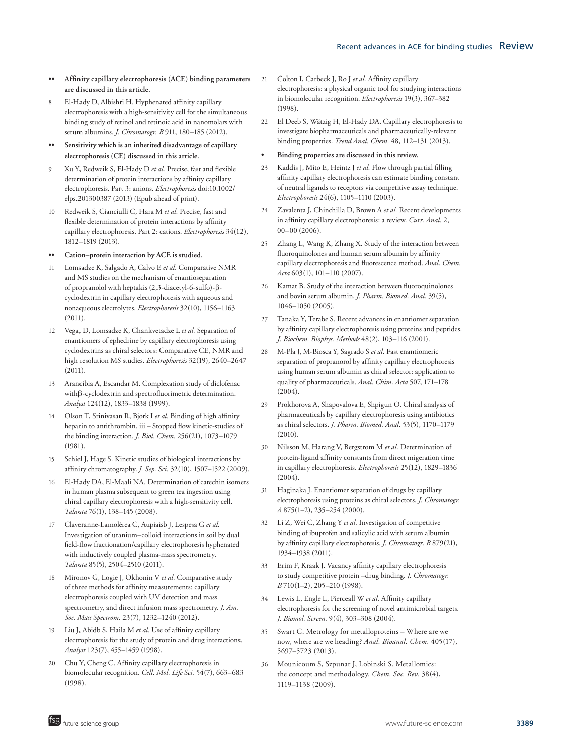- •• **Affinity capillary electrophoresis (ACE) binding parameters are discussed in this article.**

8 El-Hady D, Albishri H. Hyphenated affinity capillary electrophoresis with a high-sensitivity cell for the simultaneous binding study of retinol and retinoic acid in nanomolars with serum albumins. *J. Chromatogr. B* 911, 180–185 (2012).

- •• **Sensitivity which is an inherited disadvantage of capillary electrophoresis (CE) discussed in this article.**

9 Xu Y, Redweik S, El-Hady D *et al.* Precise, fast and flexible determination of protein interactions by affinity capillary electrophoresis. Part 3: anions. *Electrophoresis* doi:10.1002/elps.201300387 (2013) (Epub ahead of print).

10 Redweik S, Cianciulli C, Hara M *et al.* Precise, fast and flexible determination of protein interactions by affinity capillary electrophoresis. Part 2: cations. *Electrophoresis* 34(12), 1812–1819 (2013).

- •• **Cation–protein interaction by ACE is studied.**

11 Lomsadze K, Salgado A, Calvo E *et al.* Comparative NMR and MS studies on the mechanism of enantioseparation of propranolol with heptakis (2,3-diacetyl-6-sulfo)-β-cyclodextrin in capillary electrophoresis with aqueous and nonaqueous electrolytes. *Electrophoresis* 32(10), 1156–1163 (2011).

12 Vega, D, Lomsadze K, Chankvetadze L *et al.* Separation of enantiomers of ephedrine by capillary electrophoresis using cyclodextrins as chiral selectors: Comparative CE, NMR and high resolution MS studies. *Electrophoresis* 32(19), 2640–2647 (2011).

13 Arancibia A, Escandar M. Complexation study of diclofenac withβ-cyclodextrin and spectrofluorimetric determination. *Analyst* 124(12), 1833–1838 (1999).

14 Olson T, Srinivasan R, Bjork I *et al.* Binding of high affinity heparin to antithrombin. iii – Stopped flow kinetic-studies of the binding interaction. *J. Biol. Chem.* 256(21), 1073–1079 (1981).

15 Schiel J, Hage S. Kinetic studies of biological interactions by affinity chromatography. *J. Sep. Sci.* 32(10), 1507–1522 (2009).

16 El-Hady DA, El-Maali NA. Determination of catechin isomers in human plasma subsequent to green tea ingestion using chiral capillary electrophoresis with a high-sensitivity cell. *Talanta* 76(1), 138–145 (2008).

17 Claveranne-Lamolèrea C, Aupiaisb J, Lespesa G *et al.* Investigation of uranium–colloid interactions in soil by dual field-flow fractionation/capillary electrophoresis hyphenated with inductively coupled plasma-mass spectrometry. *Talanta* 85(5), 2504–2510 (2011).

18 Mironov G, Logie J, Okhonin V *et al.* Comparative study of three methods for affinity measurements: capillary electrophoresis coupled with UV detection and mass spectrometry, and direct infusion mass spectrometry. *J. Am. Soc. Mass Spectrom.* 23(7), 1232–1240 (2012).

19 Liu J, Abidb S, Haila M *et al.* Use of affinity capillary electrophoresis for the study of protein and drug interactions. *Analyst* 123(7), 455–1459 (1998).

20 Chu Y, Cheng C. Affinity capillary electrophoresis in biomolecular recognition. *Cell. Mol. Life Sci.* 54(7), 663–683 (1998).

21 Colton I, Carbeck J, Ro J *et al.* Affinity capillary electrophoresis: a physical organic tool for studying interactions in biomolecular recognition. *Electrophoresis* 19(3), 367–382 (1998).

22 El Deeb S, Wätzig H, El-Hady DA. Capillary electrophoresis to investigate biopharmaceuticals and pharmaceutically-relevant binding properties. *Trend Anal. Chem.* 48, 112–131 (2013).

- • **Binding properties are discussed in this review.**

23 Kaddis J, Mito E, Heintz J *et al.* Flow through partial filling affinity capillary electrophoresis can estimate binding constant of neutral ligands to receptors via competitive assay technique. *Electrophoresis* 24(6), 1105–1110 (2003).

24 Zavalenta J, Chinchilla D, Brown A *et al.* Recent developments in affinity capillary electrophoresis: a review. *Curr. Anal.* 2, 00–00 (2006).

25 Zhang L, Wang K, Zhang X. Study of the interaction between fluoroquinolones and human serum albumin by affinity capillary electrophoresis and fluorescence method. *Anal. Chem. Acta* 603(1), 101–110 (2007).

26 Kamat B. Study of the interaction between fluoroquinolones and bovin serum albumin. *J. Pharm. Biomed. Anal.* 39(5), 1046–1050 (2005).

27 Tanaka Y, Terabe S. Recent advances in enantiomer separation by affinity capillary electrophoresis using proteins and peptides. *J. Biochem. Biophys. Methods* 48(2), 103–116 (2001).

28 M-Pla J, M-Biosca Y, Sagrado S *et al.* Fast enantiomeric separation of propranorol by affinity capillary electrophoresis using human serum albumin as chiral selector: application to quality of pharmaceuticals. *Anal. Chim. Acta* 507, 171–178 (2004).

29 Prokhorova A, Shapovalova E, Shpigun O. Chiral analysis of pharmaceuticals by capillary electrophoresis using antibiotics as chiral selectors. *J. Pharm. Biomed. Anal.* 53(5), 1170–1179 (2010).

30 Nilsson M, Harang V, Bergstrom M *et al.* Determination of protein-ligand affinity constants from direct migeration time in capillary electrophoresis. *Electrophoresis* 25(12), 1829–1836 (2004).

31 Haginaka J. Enantiomer separation of drugs by capillary electrophoresis using proteins as chiral selectors. *J. Chromatogr. A* 875(1–2), 235–254 (2000).

32 Li Z, Wei C, Zhang Y *et al.* Investigation of competitive binding of ibuprofen and salicylic acid with serum albumin by affinity capillary electrophoresis. *J. Chromatogr. B* 879(21), 1934–1938 (2011).

33 Erim F, Kraak J. Vacancy affinity capillary electrophoresis to study competitive protein –drug binding. *J. Chromatogr. B* 710(1–2), 205–210 (1998).

34 Lewis L, Engle L, Pierceall W *et al.* Affinity capillary electrophoresis for the screening of novel antimicrobial targets. *J. Biomol. Screen.* 9(4), 303–308 (2004).

35 Swart C. Metrology for metalloproteins – Where are we now, where are we heading? *Anal. Bioanal. Chem.* 405(17), 5697–5723 (2013).

36 Mounicoum S, Szpunar J, Lobinski S. Metallomics: the concept and methodology. *Chem. Soc. Rev.* 38(4), 1119–1138 (2009).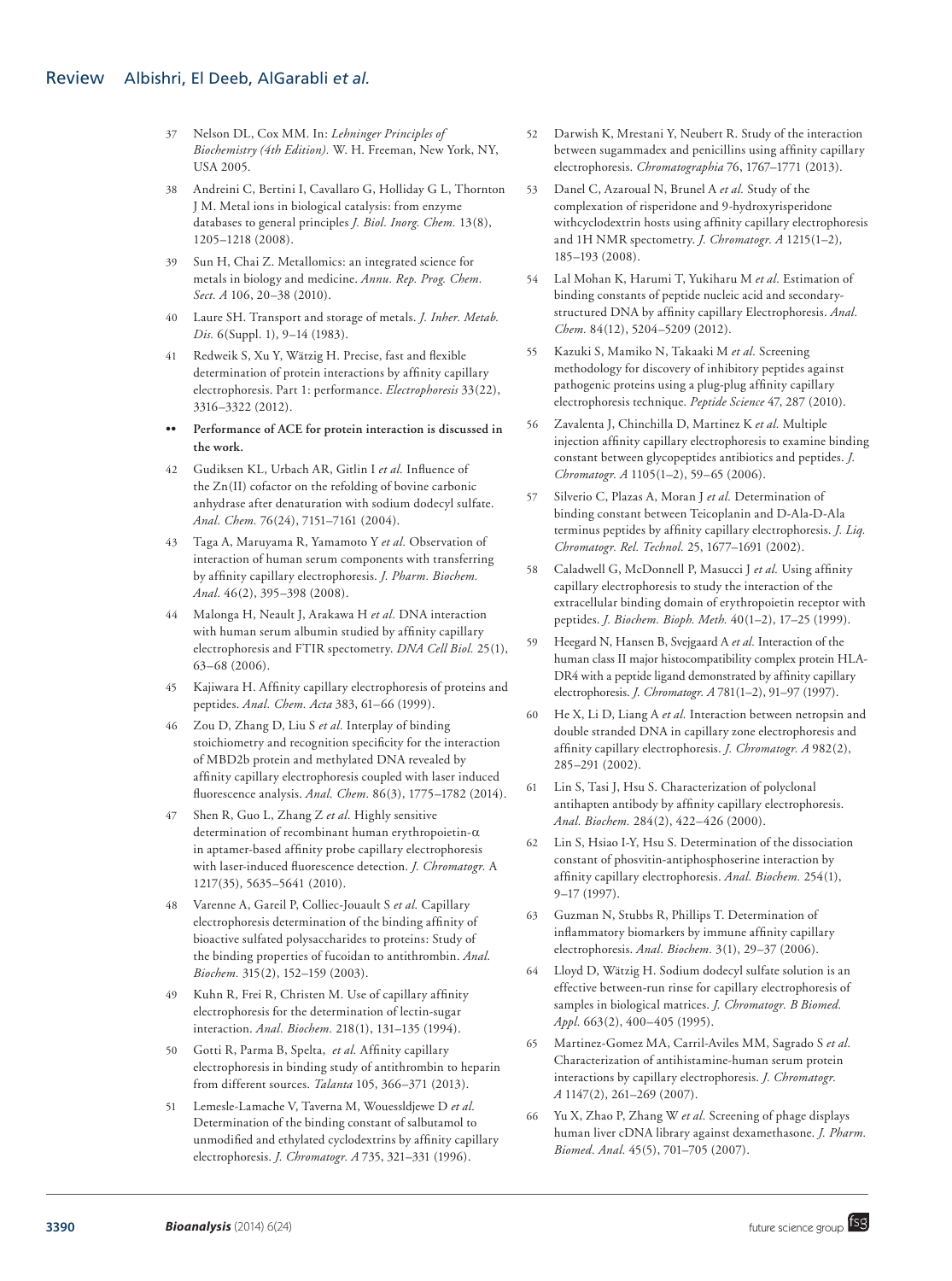37 Nelson DL, Cox MM. In: *Lehninger Principles of Biochemistry (4th Edition).* W. H. Freeman, New York, NY, USA 2005.

38 Andreini C, Bertini I, Cavallaro G, Holliday G L, Thornton J M. Metal ions in biological catalysis: from enzyme databases to general principles *J. Biol. Inorg. Chem.* 13(8), 1205–1218 (2008).

39 Sun H, Chai Z. Metallomics: an integrated science for metals in biology and medicine. *Annu. Rep. Prog. Chem. Sect. A* 106, 20–38 (2010).

40 Laure SH. Transport and storage of metals. *J. Inher. Metab. Dis.* 6(Suppl. 1), 9–14 (1983).

41 Redweik S, Xu Y, Wätzig H. Precise, fast and flexible determination of protein interactions by affinity capillary electrophoresis. Part 1: performance. *Electrophoresis* 33(22), 3316–3322 (2012).

•• **Performance of ACE for protein interaction is discussed in the work.**

42 Gudiksen KL, Urbach AR, Gitlin I *et al.* Influence of the Zn(II) cofactor on the refolding of bovine carbonic anhydrase after denaturation with sodium dodecyl sulfate. *Anal. Chem.* 76(24), 7151–7161 (2004).

43 Taga A, Maruyama R, Yamamoto Y *et al.* Observation of interaction of human serum components with transferring by affinity capillary electrophoresis. *J. Pharm. Biochem. Anal.* 46(2), 395–398 (2008).

44 Malonga H, Neault J, Arakawa H *et al.* DNA interaction with human serum albumin studied by affinity capillary electrophoresis and FTIR spectometry. *DNA Cell Biol.* 25(1), 63–68 (2006).

45 Kajiwara H. Affinity capillary electrophoresis of proteins and peptides. *Anal. Chem. Acta* 383, 61–66 (1999).

46 Zou D, Zhang D, Liu S *et al.* Interplay of binding stoichiometry and recognition specificity for the interaction of MBD2b protein and methylated DNA revealed by affinity capillary electrophoresis coupled with laser induced fluorescence analysis. *Anal. Chem.* 86(3), 1775–1782 (2014).

47 Shen R, Guo L, Zhang Z *et al.* Highly sensitive determination of recombinant human erythropoietin-α in aptamer-based affinity probe capillary electrophoresis with laser-induced fluorescence detection. *J. Chromatogr.* A 1217(35), 5635–5641 (2010).

48 Varenne A, Gareil P, Colliec-Jouault S *et al.* Capillary electrophoresis determination of the binding affinity of bioactive sulfated polysaccharides to proteins: Study of the binding properties of fucoidan to antithrombin. *Anal. Biochem.* 315(2), 152–159 (2003).

49 Kuhn R, Frei R, Christen M. Use of capillary affinity electrophoresis for the determination of lectin-sugar interaction. *Anal. Biochem.* 218(1), 131–135 (1994).

50 Gotti R, Parma B, Spelta, *et al.* Affinity capillary electrophoresis in binding study of antithrombin to heparin from different sources. *Talanta* 105, 366–371 (2013).

51 Lemesle-Lamache V, Taverna M, Wouessldjewe D *et al.* Determination of the binding constant of salbutamol to unmodified and ethylated cyclodextrins by affinity capillary electrophoresis. *J. Chromatogr. A* 735, 321–331 (1996).

52 Darwish K, Mrestani Y, Neubert R. Study of the interaction between sugammadex and penicillins using affinity capillary electrophoresis. *Chromatographia* 76, 1767–1771 (2013).

53 Danel C, Azaroual N, Brunel A *et al.* Study of the complexation of risperidone and 9-hydroxyrisperidone withcyclodextrin hosts using affinity capillary electrophoresis and 1H NMR spectometry. *J. Chromatogr. A* 1215(1–2), 185–193 (2008).

54 Lal Mohan K, Harumi T, Yukiharu M *et al.* Estimation of binding constants of peptide nucleic acid and secondary-structured DNA by affinity capillary Electrophoresis. *Anal. Chem.* 84(12), 5204–5209 (2012).

55 Kazuki S, Mamiko N, Takaaki M *et al.* Screening methodology for discovery of inhibitory peptides against pathogenic proteins using a plug-plug affinity capillary electrophoresis technique. *Peptide Science* 47, 287 (2010).

56 Zavalenta J, Chinchilla D, Martinez K *et al.* Multiple injection affinity capillary electrophoresis to examine binding constant between glycopeptides antibiotics and peptides. *J. Chromatogr. A* 1105(1–2), 59–65 (2006).

57 Silverio C, Plazas A, Moran J *et al.* Determination of binding constant between Teicoplanin and D-Ala-D-Ala terminus peptides by affinity capillary electrophoresis. *J. Liq. Chromatogr. Rel. Technol.* 25, 1677–1691 (2002).

58 Caladwell G, McDonnell P, Masucci J *et al.* Using affinity capillary electrophoresis to study the interaction of the extracellular binding domain of erythropoietin receptor with peptides. *J. Biochem. Bioph. Meth.* 40(1–2), 17–25 (1999).

59 Heegard N, Hansen B, Svejgaard A *et al.* Interaction of the human class II major histocompatibility complex protein HLA-DR4 with a peptide ligand demonstrated by affinity capillary electrophoresis. *J. Chromatogr. A* 781(1–2), 91–97 (1997).

60 He X, Li D, Liang A *et al.* Interaction between netropsin and double stranded DNA in capillary zone electrophoresis and affinity capillary electrophoresis. *J. Chromatogr. A* 982(2), 285–291 (2002).

61 Lin S, Tasi J, Hsu S. Characterization of polyclonal antihapten antibody by affinity capillary electrophoresis. *Anal. Biochem.* 284(2), 422–426 (2000).

62 Lin S, Hsiao I-Y, Hsu S. Determination of the dissociation constant of phosvitin-antiphosphoserine interaction by affinity capillary electrophoresis. *Anal. Biochem.* 254(1), 9–17 (1997).

63 Guzman N, Stubbs R, Phillips T. Determination of inflammatory biomarkers by immune affinity capillary electrophoresis. *Anal. Biochem.* 3(1), 29–37 (2006).

64 Lloyd D, Wätzig H. Sodium dodecyl sulfate solution is an effective between-run rinse for capillary electrophoresis of samples in biological matrices. *J. Chromatogr. B Biomed. Appl.* 663(2), 400–405 (1995).

65 Martinez-Gomez MA, Carril-Aviles MM, Sagrado S *et al.* Characterization of antihistamine-human serum protein interactions by capillary electrophoresis. *J. Chromatogr. A* 1147(2), 261–269 (2007).

66 Yu X, Zhao P, Zhang W *et al.* Screening of phage displays human liver cDNA library against dexamethasone. *J. Pharm. Biomed. Anal.* 45(5), 701–705 (2007).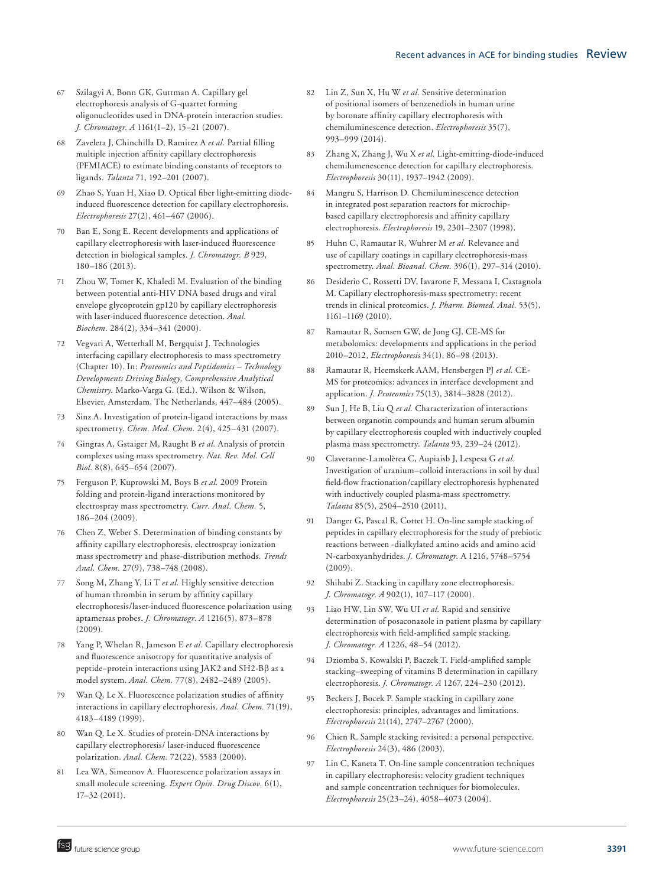67 Szilagyi A, Bonn GK, Guttman A. Capillary gel electrophoresis analysis of G-quartet forming oligonucleotides used in DNA-protein interaction studies. *J. Chromatogr. A* 1161(1–2), 15–21 (2007).

68 Zaveleta J, Chinchilla D, Ramirez A *et al.* Partial filling multiple injection affinity capillary electrophoresis (PFMIACE) to estimate binding constants of receptors to ligands. *Talanta* 71, 192–201 (2007).

69 Zhao S, Yuan H, Xiao D. Optical fiber light-emitting diode-induced fluorescence detection for capillary electrophoresis. *Electrophoresis* 27(2), 461–467 (2006).

70 Ban E, Song E. Recent developments and applications of capillary electrophoresis with laser-induced fluorescence detection in biological samples. *J. Chromatogr. B* 929, 180–186 (2013).

71 Zhou W, Tomer K, Khaledi M. Evaluation of the binding between potential anti-HIV DNA based drugs and viral envelope glycoprotein gp120 by capillary electrophoresis with laser-induced fluorescence detection. *Anal. Biochem.* 284(2), 334–341 (2000).

72 Vegvari A, Wetterhall M, Bergquist J. Technologies interfacing capillary electrophoresis to mass spectrometry (Chapter 10). In: *Proteomics and Peptidomics – Technology Developments Driving Biology, Comprehensive Analytical Chemistry.* Marko-Varga G. (Ed.). Wilson & Wilson, Elsevier, Amsterdam, The Netherlands, 447–484 (2005).

73 Sinz A. Investigation of protein-ligand interactions by mass spectrometry. *Chem. Med. Chem.* 2(4), 425–431 (2007).

74 Gingras A, Gstaiger M, Raught B *et al.* Analysis of protein complexes using mass spectrometry. *Nat. Rev. Mol. Cell Biol.* 8(8), 645–654 (2007).

75 Ferguson P, Kuprowski M, Boys B *et al.* 2009 Protein folding and protein-ligand interactions monitored by electrospray mass spectrometry. *Curr. Anal. Chem.* 5, 186–204 (2009).

76 Chen Z, Weber S. Determination of binding constants by affinity capillary electrophoresis, electrospray ionization mass spectrometry and phase-distribution methods. *Trends Anal. Chem.* 27(9), 738–748 (2008).

77 Song M, Zhang Y, Li T *et al.* Highly sensitive detection of human thrombin in serum by affinity capillary electrophoresis/laser-induced fluorescence polarization using aptamersas probes. *J. Chromatogr. A* 1216(5), 873–878 (2009).

78 Yang P, Whelan R, Jameson E *et al.* Capillary electrophoresis and fluorescence anisotropy for quantitative analysis of peptide–protein interactions using JAK2 and SH2-Bβ as a model system. *Anal. Chem.* 77(8), 2482–2489 (2005).

79 Wan Q, Le X. Fluorescence polarization studies of affinity interactions in capillary electrophoresis. *Anal. Chem.* 71(19), 4183–4189 (1999).

80 Wan Q, Le X. Studies of protein-DNA interactions by capillary electrophoresis/ laser-induced fluorescence polarization. *Anal. Chem.* 72(22), 5583 (2000).

81 Lea WA, Simeonov A. Fluorescence polarization assays in small molecule screening. *Expert Opin. Drug Discov.* 6(1), 17–32 (2011).

82 Lin Z, Sun X, Hu W *et al.* Sensitive determination of positional isomers of benzenediols in human urine by boronate affinity capillary electrophoresis with chemiluminescence detection. *Electrophoresis* 35(7), 993–999 (2014).

83 Zhang X, Zhang J, Wu X *et al.* Light-emitting-diode-induced chemilumenescence detection for capillary electrophoresis. *Electrophoresis* 30(11), 1937–1942 (2009).

84 Mangru S, Harrison D. Chemiluminescence detection in integrated post separation reactors for microchip-based capillary electrophoresis and affinity capillary electrophoresis. *Electrophoresis* 19, 2301–2307 (1998).

85 Huhn C, Ramautar R, Wuhrer M *et al.* Relevance and use of capillary coatings in capillary electrophoresis-mass spectrometry. *Anal. Bioanal. Chem.* 396(1), 297–314 (2010).

86 Desiderio C, Rossetti DV, Iavarone F, Messana I, Castagnola M. Capillary electrophoresis-mass spectrometry: recent trends in clinical proteomics. *J. Pharm. Biomed. Anal.* 53(5), 1161–1169 (2010).

87 Ramautar R, Somsen GW, de Jong GJ. CE-MS for metabolomics: developments and applications in the period 2010–2012, *Electrophoresis* 34(1), 86–98 (2013).

88 Ramautar R, Heemskerk AAM, Hensbergen PJ *et al.* CE-MS for proteomics: advances in interface development and application. *J. Proteomics* 75(13), 3814–3828 (2012).

89 Sun J, He B, Liu Q *et al.* Characterization of interactions between organotin compounds and human serum albumin by capillary electrophoresis coupled with inductively coupled plasma mass spectrometry. *Talanta* 93, 239–24 (2012).

90 Claveranne-Lamolèrea C, Aupiaisb J, Lespesa G *et al.* Investigation of uranium–colloid interactions in soil by dual field-flow fractionation/capillary electrophoresis hyphenated with inductively coupled plasma-mass spectrometry. *Talanta* 85(5), 2504–2510 (2011).

91 Danger G, Pascal R, Cottet H. On-line sample stacking of peptides in capillary electrophoresis for the study of prebiotic reactions between -dialkylated amino acids and amino acid N-carboxyanhydrides. *J. Chromatogr.* A 1216, 5748–5754 (2009).

92 Shihabi Z. Stacking in capillary zone electrophoresis. *J. Chromatogr. A* 902(1), 107–117 (2000).

93 Liao HW, Lin SW, Wu UI *et al.* Rapid and sensitive determination of posaconazole in patient plasma by capillary electrophoresis with field-amplified sample stacking. *J. Chromatogr. A* 1226, 48–54 (2012).

94 Dziomba S, Kowalski P, Baczek T. Field-amplified sample stacking–sweeping of vitamins B determination in capillary electrophoresis. *J. Chromatogr. A* 1267, 224–230 (2012).

95 Beckers J, Bocek P. Sample stacking in capillary zone electrophoresis: principles, advantages and limitations. *Electrophoresis* 21(14), 2747–2767 (2000).

96 Chien R. Sample stacking revisited: a personal perspective. *Electrophoresis* 24(3), 486 (2003).

97 Lin C, Kaneta T. On-line sample concentration techniques in capillary electrophoresis: velocity gradient techniques and sample concentration techniques for biomolecules. *Electrophoresis* 25(23–24), 4058–4073 (2004).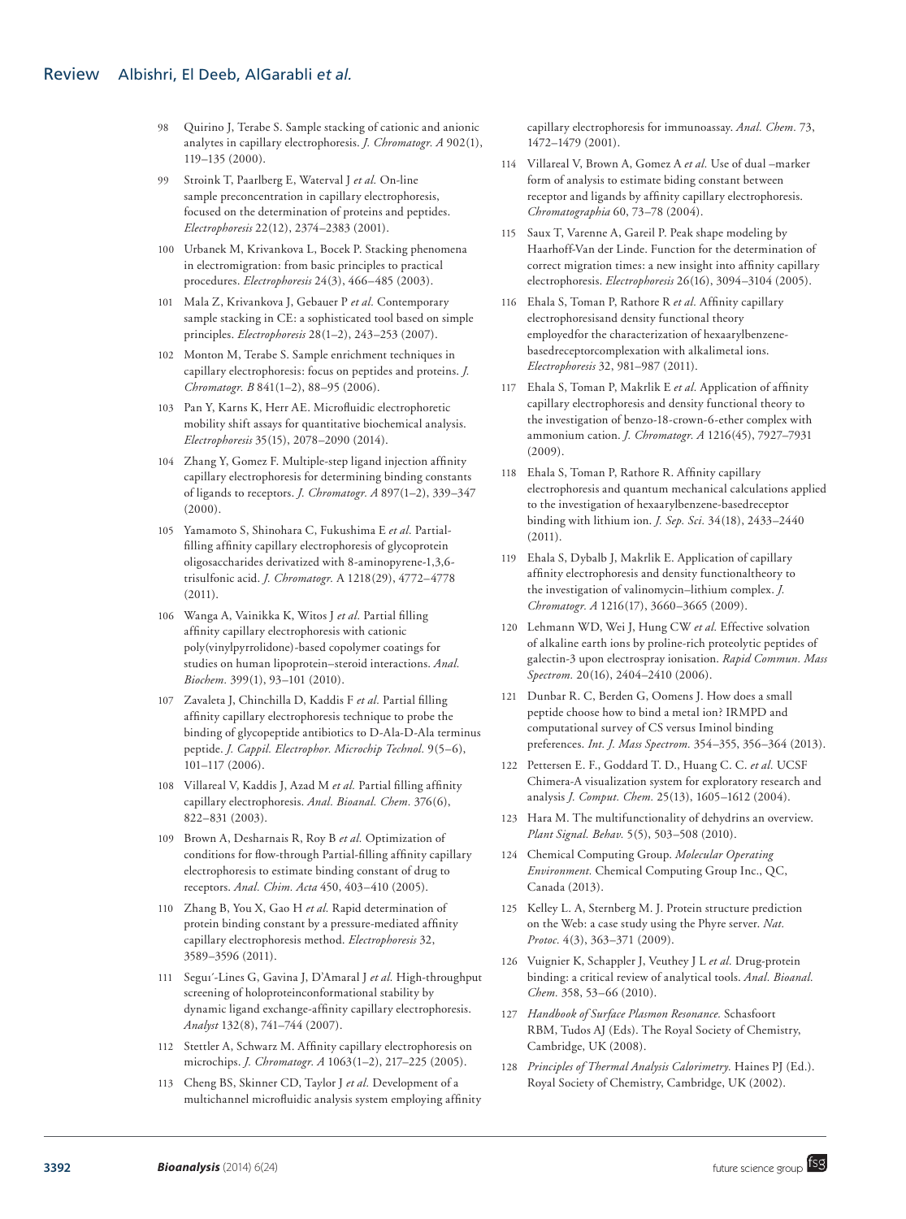98 Quirino J, Terabe S. Sample stacking of cationic and anionic analytes in capillary electrophoresis. *J. Chromatogr. A* 902(1), 119–135 (2000).

99 Stroink T, Paarlberg E, Waterval J *et al.* On-line sample preconcentration in capillary electrophoresis, focused on the determination of proteins and peptides. *Electrophoresis* 22(12), 2374–2383 (2001).

100 Urbanek M, Krivankova L, Bocek P. Stacking phenomena in electromigration: from basic principles to practical procedures. *Electrophoresis* 24(3), 466–485 (2003).

101 Mala Z, Krivankova J, Gebauer P *et al.* Contemporary sample stacking in CE: a sophisticated tool based on simple principles. *Electrophoresis* 28(1–2), 243–253 (2007).

102 Monton M, Terabe S. Sample enrichment techniques in capillary electrophoresis: focus on peptides and proteins. *J. Chromatogr. B* 841(1–2), 88–95 (2006).

103 Pan Y, Karns K, Herr AE. Microfluidic electrophoretic mobility shift assays for quantitative biochemical analysis. *Electrophoresis* 35(15), 2078–2090 (2014).

104 Zhang Y, Gomez F. Multiple-step ligand injection affinity capillary electrophoresis for determining binding constants of ligands to receptors. *J. Chromatogr. A* 897(1–2), 339–347 (2000).

105 Yamamoto S, Shinohara C, Fukushima E *et al.* Partial-filling affinity capillary electrophoresis of glycoprotein oligosaccharides derivatized with 8-aminopyrene-1,3,6-trisulfonic acid. *J. Chromatogr.* A 1218(29), 4772–4778 (2011).

106 Wanga A, Vainikka K, Witos J *et al.* Partial filling affinity capillary electrophoresis with cationic poly(vinylpyrrolidone)-based copolymer coatings for studies on human lipoprotein–steroid interactions. *Anal. Biochem.* 399(1), 93–101 (2010).

107 Zavaleta J, Chinchilla D, Kaddis F *et al.* Partial filling affinity capillary electrophoresis technique to probe the binding of glycopeptide antibiotics to D-Ala-D-Ala terminus peptide. *J. Cappil. Electrophor. Microchip Technol.* 9(5–6), 101–117 (2006).

108 Villareal V, Kaddis J, Azad M *et al.* Partial filling affinity capillary electrophoresis. *Anal. Bioanal. Chem.* 376(6), 822–831 (2003).

109 Brown A, Desharnais R, Roy B *et al.* Optimization of conditions for flow-through Partial-filling affinity capillary electrophoresis to estimate binding constant of drug to receptors. *Anal. Chim. Acta* 450, 403–410 (2005).

110 Zhang B, You X, Gao H *et al.* Rapid determination of protein binding constant by a pressure-mediated affinity capillary electrophoresis method. *Electrophoresis* 32, 3589–3596 (2011).

111 Seguı′-Lines G, Gavina J, D'Amaral J *et al.* High-throughput screening of holoproteinconformational stability by dynamic ligand exchange-affinity capillary electrophoresis. *Analyst* 132(8), 741–744 (2007).

112 Stettler A, Schwarz M. Affinity capillary electrophoresis on microchips. *J. Chromatogr. A* 1063(1–2), 217–225 (2005).

113 Cheng BS, Skinner CD, Taylor J *et al.* Development of a multichannel microfluidic analysis system employing affinity capillary electrophoresis for immunoassay. *Anal. Chem.* 73, 1472–1479 (2001).

114 Villareal V, Brown A, Gomez A *et al.* Use of dual –marker form of analysis to estimate biding constant between receptor and ligands by affinity capillary electrophoresis. *Chromatographia* 60, 73–78 (2004).

115 Saux T, Varenne A, Gareil P. Peak shape modeling by Haarhoff-Van der Linde. Function for the determination of correct migration times: a new insight into affinity capillary electrophoresis. *Electrophoresis* 26(16), 3094–3104 (2005).

116 Ehala S, Toman P, Rathore R *et al.* Affinity capillary electrophoresisand density functional theory employedfor the characterization of hexaarylbenzene-basedreceptorcomplexation with alkalimetal ions. *Electrophoresis* 32, 981–987 (2011).

117 Ehala S, Toman P, Makrlik E *et al.* Application of affinity capillary electrophoresis and density functional theory to the investigation of benzo-18-crown-6-ether complex with ammonium cation. *J. Chromatogr. A* 1216(45), 7927–7931 (2009).

118 Ehala S, Toman P, Rathore R. Affinity capillary electrophoresis and quantum mechanical calculations applied to the investigation of hexaarylbenzene-basedreceptor binding with lithium ion. *J. Sep. Sci.* 34(18), 2433–2440 (2011).

119 Ehala S, Dybalb J, Makrlik E. Application of capillary affinity electrophoresis and density functionaltheory to the investigation of valinomycin–lithium complex. *J. Chromatogr. A* 1216(17), 3660–3665 (2009).

120 Lehmann WD, Wei J, Hung CW *et al.* Effective solvation of alkaline earth ions by proline-rich proteolytic peptides of galectin-3 upon electrospray ionisation. *Rapid Commun. Mass Spectrom.* 20(16), 2404–2410 (2006).

121 Dunbar R. C, Berden G, Oomens J. How does a small peptide choose how to bind a metal ion? IRMPD and computational survey of CS versus Iminol binding preferences. *Int. J. Mass Spectrom.* 354–355, 356–364 (2013).

122 Pettersen E. F., Goddard T. D., Huang C. C. *et al.* UCSF Chimera-A visualization system for exploratory research and analysis *J. Comput. Chem.* 25(13), 1605–1612 (2004).

123 Hara M. The multifunctionality of dehydrins an overview. *Plant Signal. Behav.* 5(5), 503–508 (2010).

124 Chemical Computing Group. *Molecular Operating Environment.* Chemical Computing Group Inc., QC, Canada (2013).

125 Kelley L. A, Sternberg M. J. Protein structure prediction on the Web: a case study using the Phyre server. *Nat. Protoc.* 4(3), 363–371 (2009).

126 Vuignier K, Schappler J, Veuthey J L *et al.* Drug-protein binding: a critical review of analytical tools. *Anal. Bioanal. Chem.* 358, 53–66 (2010).

127 *Handbook of Surface Plasmon Resonance.* Schasfoort RBM, Tudos AJ (Eds). The Royal Society of Chemistry, Cambridge, UK (2008).

128 *Principles of Thermal Analysis Calorimetry.* Haines PJ (Ed.). Royal Society of Chemistry, Cambridge, UK (2002).